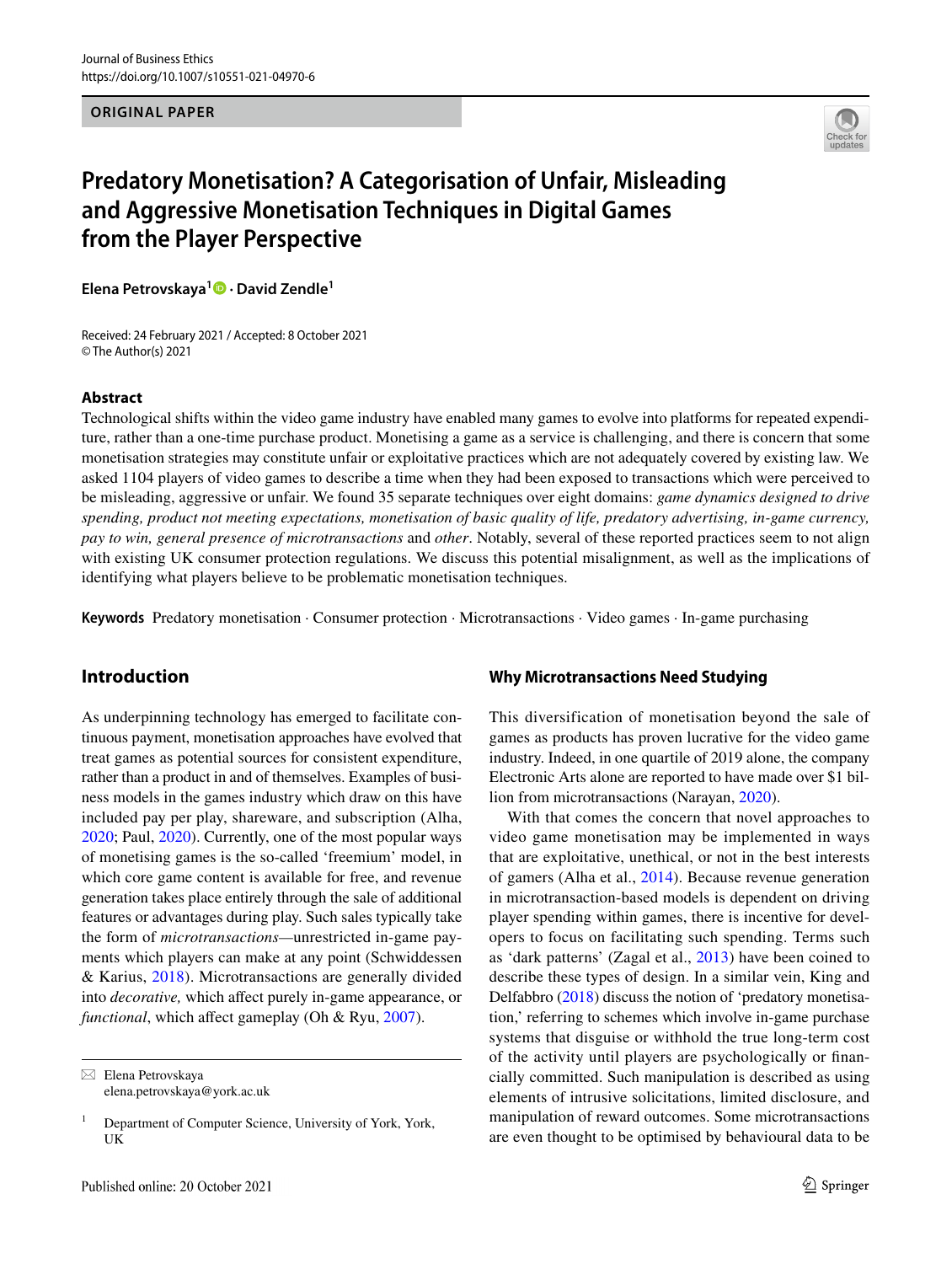ORIGINAL PAPER

# Predatory Monetisation? A Categorisation of Unfair, Misleading and Aggressive Monetisation Techniques in Digital Games from the Player Perspective

**Elena Petrovskaya[1] · David Zendle[1]**

Received: 24 February 2021 / Accepted: 8 October 2021
© The Author(s) 2021

## Abstract

Technological shifts within the video game industry have enabled many games to evolve into platforms for repeated expenditure, rather than a one-time purchase product. Monetising a game as a service is challenging, and there is concern that some monetisation strategies may constitute unfair or exploitative practices which are not adequately covered by existing law. We asked 1104 players of video games to describe a time when they had been exposed to transactions which were perceived to be misleading, aggressive or unfair. We found 35 separate techniques over eight domains: *game dynamics designed to drive spending, product not meeting expectations, monetisation of basic quality of life, predatory advertising, in-game currency, pay to win, general presence of microtransactions* and *other*. Notably, several of these reported practices seem to not align with existing UK consumer protection regulations. We discuss this potential misalignment, as well as the implications of identifying what players believe to be problematic monetisation techniques.

**Keywords** Predatory monetisation · Consumer protection · Microtransactions · Video games · In-game purchasing

## Introduction

As underpinning technology has emerged to facilitate continuous payment, monetisation approaches have evolved that treat games as potential sources for consistent expenditure, rather than a product in and of themselves. Examples of business models in the games industry which draw on this have included pay per play, shareware, and subscription (Alha, 2020; Paul, 2020). Currently, one of the most popular ways of monetising games is the so-called 'freemium' model, in which core game content is available for free, and revenue generation takes place entirely through the sale of additional features or advantages during play. Such sales typically take the form of *microtransactions*—unrestricted in-game payments which players can make at any point (Schwiddessen & Karius, 2018). Microtransactions are generally divided into *decorative,* which affect purely in-game appearance, or *functional*, which affect gameplay (Oh & Ryu, 2007).

### Why Microtransactions Need Studying

This diversification of monetisation beyond the sale of games as products has proven lucrative for the video game industry. Indeed, in one quartile of 2019 alone, the company Electronic Arts alone are reported to have made over $1 billion from microtransactions (Narayan, 2020).

With that comes the concern that novel approaches to video game monetisation may be implemented in ways that are exploitative, unethical, or not in the best interests of gamers (Alha et al., 2014). Because revenue generation in microtransaction-based models is dependent on driving player spending within games, there is incentive for developers to focus on facilitating such spending. Terms such as 'dark patterns' (Zagal et al., 2013) have been coined to describe these types of design. In a similar vein, King and Delfabbro (2018) discuss the notion of 'predatory monetisation,' referring to schemes which involve in-game purchase systems that disguise or withhold the true long-term cost of the activity until players are psychologically or financially committed. Such manipulation is described as using elements of intrusive solicitations, limited disclosure, and manipulation of reward outcomes. Some microtransactions are even thought to be optimised by behavioural data to be

---

✉ Elena Petrovskaya
elena.petrovskaya@york.ac.uk

[1] Department of Computer Science, University of York, York, UK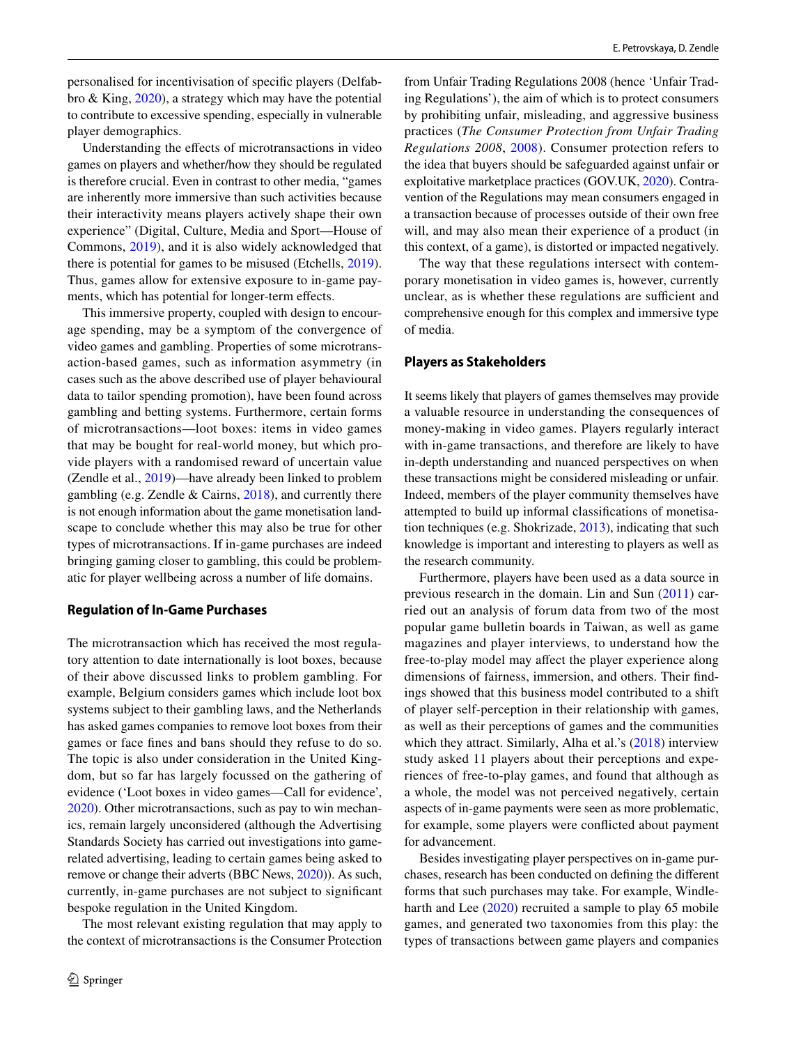personalised for incentivisation of specific players (Delfabbro & King, 2020), a strategy which may have the potential to contribute to excessive spending, especially in vulnerable player demographics.

Understanding the effects of microtransactions in video games on players and whether/how they should be regulated is therefore crucial. Even in contrast to other media, "games are inherently more immersive than such activities because their interactivity means players actively shape their own experience" (Digital, Culture, Media and Sport—House of Commons, 2019), and it is also widely acknowledged that there is potential for games to be misused (Etchells, 2019). Thus, games allow for extensive exposure to in-game payments, which has potential for longer-term effects.

This immersive property, coupled with design to encourage spending, may be a symptom of the convergence of video games and gambling. Properties of some microtransaction-based games, such as information asymmetry (in cases such as the above described use of player behavioural data to tailor spending promotion), have been found across gambling and betting systems. Furthermore, certain forms of microtransactions—loot boxes: items in video games that may be bought for real-world money, but which provide players with a randomised reward of uncertain value (Zendle et al., 2019)—have already been linked to problem gambling (e.g. Zendle & Cairns, 2018), and currently there is not enough information about the game monetisation landscape to conclude whether this may also be true for other types of microtransactions. If in-game purchases are indeed bringing gaming closer to gambling, this could be problematic for player wellbeing across a number of life domains.

## Regulation of In-Game Purchases

The microtransaction which has received the most regulatory attention to date internationally is loot boxes, because of their above discussed links to problem gambling. For example, Belgium considers games which include loot box systems subject to their gambling laws, and the Netherlands has asked games companies to remove loot boxes from their games or face fines and bans should they refuse to do so. The topic is also under consideration in the United Kingdom, but so far has largely focussed on the gathering of evidence ('Loot boxes in video games—Call for evidence', 2020). Other microtransactions, such as pay to win mechanics, remain largely unconsidered (although the Advertising Standards Society has carried out investigations into game-related advertising, leading to certain games being asked to remove or change their adverts (BBC News, 2020)). As such, currently, in-game purchases are not subject to significant bespoke regulation in the United Kingdom.

The most relevant existing regulation that may apply to the context of microtransactions is the Consumer Protection from Unfair Trading Regulations 2008 (hence 'Unfair Trading Regulations'), the aim of which is to protect consumers by prohibiting unfair, misleading, and aggressive business practices (*The Consumer Protection from Unfair Trading Regulations 2008*, 2008). Consumer protection refers to the idea that buyers should be safeguarded against unfair or exploitative marketplace practices (GOV.UK, 2020). Contravention of the Regulations may mean consumers engaged in a transaction because of processes outside of their own free will, and may also mean their experience of a product (in this context, of a game), is distorted or impacted negatively.

The way that these regulations intersect with contemporary monetisation in video games is, however, currently unclear, as is whether these regulations are sufficient and comprehensive enough for this complex and immersive type of media.

## Players as Stakeholders

It seems likely that players of games themselves may provide a valuable resource in understanding the consequences of money-making in video games. Players regularly interact with in-game transactions, and therefore are likely to have in-depth understanding and nuanced perspectives on when these transactions might be considered misleading or unfair. Indeed, members of the player community themselves have attempted to build up informal classifications of monetisation techniques (e.g. Shokrizade, 2013), indicating that such knowledge is important and interesting to players as well as the research community.

Furthermore, players have been used as a data source in previous research in the domain. Lin and Sun (2011) carried out an analysis of forum data from two of the most popular game bulletin boards in Taiwan, as well as game magazines and player interviews, to understand how the free-to-play model may affect the player experience along dimensions of fairness, immersion, and others. Their findings showed that this business model contributed to a shift of player self-perception in their relationship with games, as well as their perceptions of games and the communities which they attract. Similarly, Alha et al.'s (2018) interview study asked 11 players about their perceptions and experiences of free-to-play games, and found that although as a whole, the model was not perceived negatively, certain aspects of in-game payments were seen as more problematic, for example, some players were conflicted about payment for advancement.

Besides investigating player perspectives on in-game purchases, research has been conducted on defining the different forms that such purchases may take. For example, Windleharth and Lee (2020) recruited a sample to play 65 mobile games, and generated two taxonomies from this play: the types of transactions between game players and companies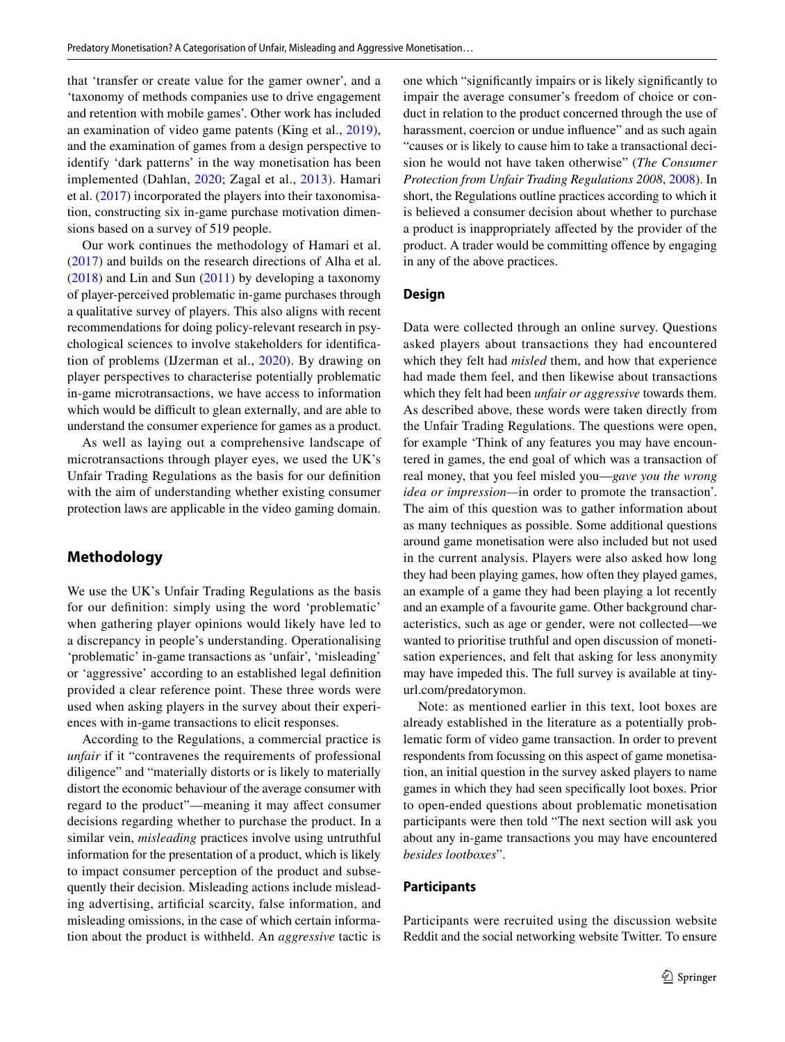that 'transfer or create value for the gamer owner', and a 'taxonomy of methods companies use to drive engagement and retention with mobile games'. Other work has included an examination of video game patents (King et al., 2019), and the examination of games from a design perspective to identify 'dark patterns' in the way monetisation has been implemented (Dahlan, 2020; Zagal et al., 2013). Hamari et al. (2017) incorporated the players into their taxonomisation, constructing six in-game purchase motivation dimensions based on a survey of 519 people.

Our work continues the methodology of Hamari et al. (2017) and builds on the research directions of Alha et al. (2018) and Lin and Sun (2011) by developing a taxonomy of player-perceived problematic in-game purchases through a qualitative survey of players. This also aligns with recent recommendations for doing policy-relevant research in psychological sciences to involve stakeholders for identification of problems (IJzerman et al., 2020). By drawing on player perspectives to characterise potentially problematic in-game microtransactions, we have access to information which would be difficult to glean externally, and are able to understand the consumer experience for games as a product.

As well as laying out a comprehensive landscape of microtransactions through player eyes, we used the UK's Unfair Trading Regulations as the basis for our definition with the aim of understanding whether existing consumer protection laws are applicable in the video gaming domain.

## Methodology

We use the UK's Unfair Trading Regulations as the basis for our definition: simply using the word 'problematic' when gathering player opinions would likely have led to a discrepancy in people's understanding. Operationalising 'problematic' in-game transactions as 'unfair', 'misleading' or 'aggressive' according to an established legal definition provided a clear reference point. These three words were used when asking players in the survey about their experiences with in-game transactions to elicit responses.

According to the Regulations, a commercial practice is *unfair* if it "contravenes the requirements of professional diligence" and "materially distorts or is likely to materially distort the economic behaviour of the average consumer with regard to the product"—meaning it may affect consumer decisions regarding whether to purchase the product. In a similar vein, *misleading* practices involve using untruthful information for the presentation of a product, which is likely to impact consumer perception of the product and subsequently their decision. Misleading actions include misleading advertising, artificial scarcity, false information, and misleading omissions, in the case of which certain information about the product is withheld. An *aggressive* tactic is one which "significantly impairs or is likely significantly to impair the average consumer's freedom of choice or conduct in relation to the product concerned through the use of harassment, coercion or undue influence" and as such again "causes or is likely to cause him to take a transactional decision he would not have taken otherwise" (*The Consumer Protection from Unfair Trading Regulations 2008*, 2008). In short, the Regulations outline practices according to which it is believed a consumer decision about whether to purchase a product is inappropriately affected by the provider of the product. A trader would be committing offence by engaging in any of the above practices.

### Design

Data were collected through an online survey. Questions asked players about transactions they had encountered which they felt had *misled* them, and how that experience had made them feel, and then likewise about transactions which they felt had been *unfair or aggressive* towards them. As described above, these words were taken directly from the Unfair Trading Regulations. The questions were open, for example 'Think of any features you may have encountered in games, the end goal of which was a transaction of real money, that you feel misled you—*gave you the wrong idea or impression*—in order to promote the transaction'. The aim of this question was to gather information about as many techniques as possible. Some additional questions around game monetisation were also included but not used in the current analysis. Players were also asked how long they had been playing games, how often they played games, an example of a game they had been playing a lot recently and an example of a favourite game. Other background characteristics, such as age or gender, were not collected—we wanted to prioritise truthful and open discussion of monetisation experiences, and felt that asking for less anonymity may have impeded this. The full survey is available at tinyurl.com/predatorymon.

Note: as mentioned earlier in this text, loot boxes are already established in the literature as a potentially problematic form of video game transaction. In order to prevent respondents from focussing on this aspect of game monetisation, an initial question in the survey asked players to name games in which they had seen specifically loot boxes. Prior to open-ended questions about problematic monetisation participants were then told "The next section will ask you about any in-game transactions you may have encountered *besides lootboxes*".

### Participants

Participants were recruited using the discussion website Reddit and the social networking website Twitter. To ensure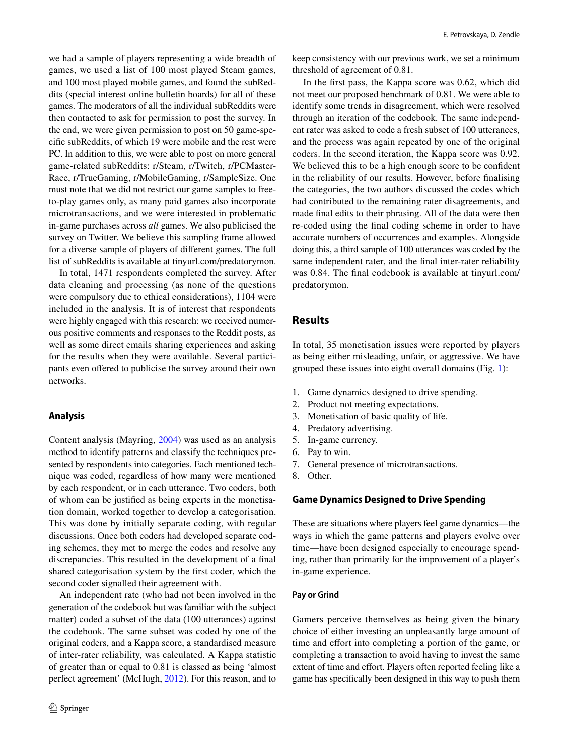we had a sample of players representing a wide breadth of games, we used a list of 100 most played Steam games, and 100 most played mobile games, and found the subReddits (special interest online bulletin boards) for all of these games. The moderators of all the individual subReddits were then contacted to ask for permission to post the survey. In the end, we were given permission to post on 50 game-specific subReddits, of which 19 were mobile and the rest were PC. In addition to this, we were able to post on more general game-related subReddits: r/Steam, r/Twitch, r/PCMasterRace, r/TrueGaming, r/MobileGaming, r/SampleSize. One must note that we did not restrict our game samples to free-to-play games only, as many paid games also incorporate microtransactions, and we were interested in problematic in-game purchases across *all* games. We also publicised the survey on Twitter. We believe this sampling frame allowed for a diverse sample of players of different games. The full list of subReddits is available at tinyurl.com/predatorymon.

In total, 1471 respondents completed the survey. After data cleaning and processing (as none of the questions were compulsory due to ethical considerations), 1104 were included in the analysis. It is of interest that respondents were highly engaged with this research: we received numerous positive comments and responses to the Reddit posts, as well as some direct emails sharing experiences and asking for the results when they were available. Several participants even offered to publicise the survey around their own networks.

### Analysis

Content analysis (Mayring, 2004) was used as an analysis method to identify patterns and classify the techniques presented by respondents into categories. Each mentioned technique was coded, regardless of how many were mentioned by each respondent, or in each utterance. Two coders, both of whom can be justified as being experts in the monetisation domain, worked together to develop a categorisation. This was done by initially separate coding, with regular discussions. Once both coders had developed separate coding schemes, they met to merge the codes and resolve any discrepancies. This resulted in the development of a final shared categorisation system by the first coder, which the second coder signalled their agreement with.

An independent rate (who had not been involved in the generation of the codebook but was familiar with the subject matter) coded a subset of the data (100 utterances) against the codebook. The same subset was coded by one of the original coders, and a Kappa score, a standardised measure of inter-rater reliability, was calculated. A Kappa statistic of greater than or equal to 0.81 is classed as being 'almost perfect agreement' (McHugh, 2012). For this reason, and to keep consistency with our previous work, we set a minimum threshold of agreement of 0.81.

In the first pass, the Kappa score was 0.62, which did not meet our proposed benchmark of 0.81. We were able to identify some trends in disagreement, which were resolved through an iteration of the codebook. The same independent rater was asked to code a fresh subset of 100 utterances, and the process was again repeated by one of the original coders. In the second iteration, the Kappa score was 0.92. We believed this to be a high enough score to be confident in the reliability of our results. However, before finalising the categories, the two authors discussed the codes which had contributed to the remaining rater disagreements, and made final edits to their phrasing. All of the data were then re-coded using the final coding scheme in order to have accurate numbers of occurrences and examples. Alongside doing this, a third sample of 100 utterances was coded by the same independent rater, and the final inter-rater reliability was 0.84. The final codebook is available at tinyurl.com/predatorymon.

## Results

In total, 35 monetisation issues were reported by players as being either misleading, unfair, or aggressive. We have grouped these issues into eight overall domains (Fig. 1):

1. Game dynamics designed to drive spending.
2. Product not meeting expectations.
3. Monetisation of basic quality of life.
4. Predatory advertising.
5. In-game currency.
6. Pay to win.
7. General presence of microtransactions.
8. Other.

### Game Dynamics Designed to Drive Spending

These are situations where players feel game dynamics—the ways in which the game patterns and players evolve over time—have been designed especially to encourage spending, rather than primarily for the improvement of a player's in-game experience.

#### Pay or Grind

Gamers perceive themselves as being given the binary choice of either investing an unpleasantly large amount of time and effort into completing a portion of the game, or completing a transaction to avoid having to invest the same extent of time and effort. Players often reported feeling like a game has specifically been designed in this way to push them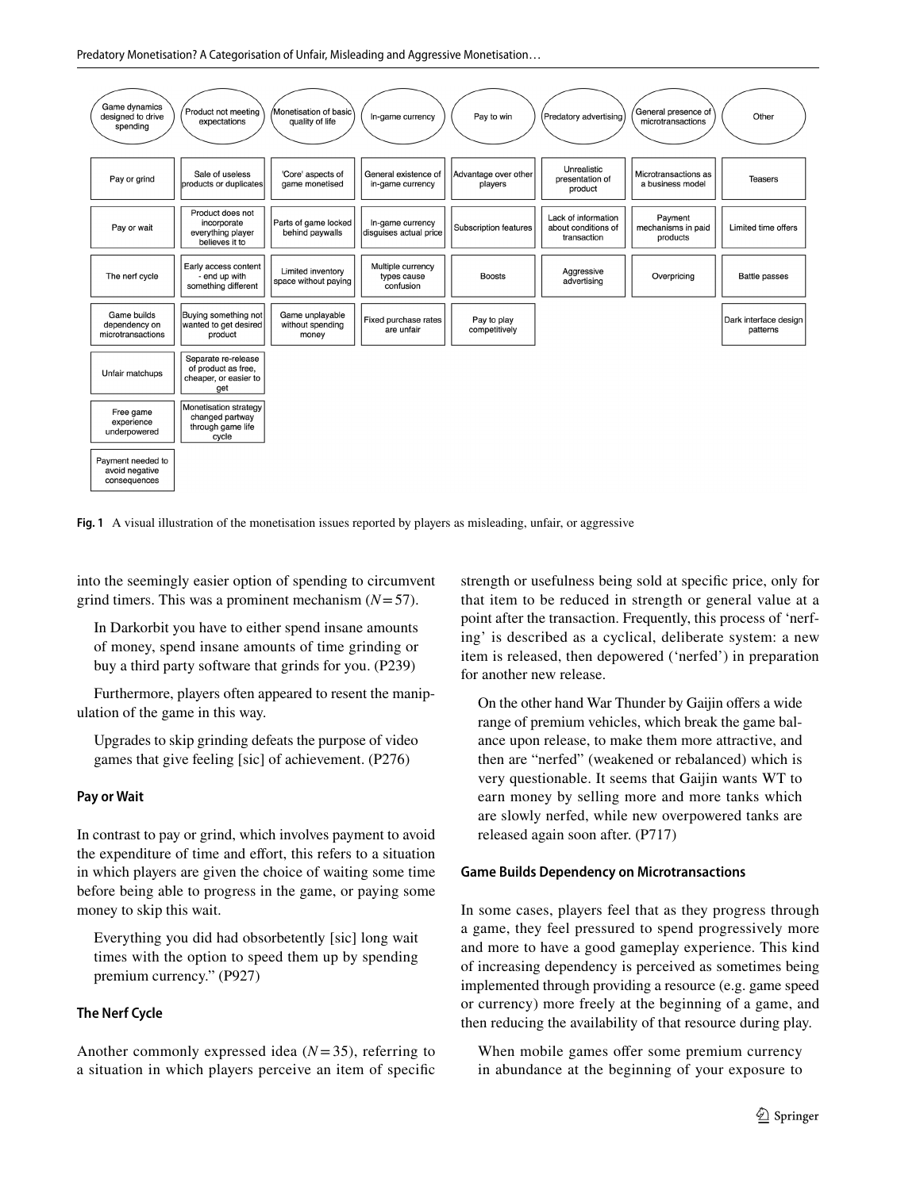| Game dynamics designed to drive spending | Product not meeting expectations | Monetisation of basic quality of life | In-game currency | Pay to win | Predatory advertising | General presence of microtransactions | Other |
|---|---|---|---|---|---|---|---|
| Pay or grind | Sale of useless products or duplicates | 'Core' aspects of game monetised | General existence of in-game currency | Advantage over other players | Unrealistic presentation of product | Microtransactions as a business model | Teasers |
| Pay or wait | Product does not incorporate everything player believes it to | Parts of game locked behind paywalls | In-game currency disguises actual price | Subscription features | Lack of information about conditions of transaction | Payment mechanisms in paid products | Limited time offers |
| The nerf cycle | Early access content - end up with something different | Limited inventory space without paying | Multiple currency types cause confusion | Boosts | Aggressive advertising | Overpricing | Battle passes |
| Game builds dependency on microtransactions | Buying something not wanted to get desired product | Game unplayable without spending money | Fixed purchase rates are unfair | Pay to play competitively | | | Dark interface design patterns |
| Unfair matchups | Separate re-release of product as free, cheaper, or easier to get | | | | | | |
| Free game experience underpowered | Monetisation strategy changed partway through game life cycle | | | | | | |
| Payment needed to avoid negative consequences | | | | | | | |

**Fig. 1** A visual illustration of the monetisation issues reported by players as misleading, unfair, or aggressive

into the seemingly easier option of spending to circumvent grind timers. This was a prominent mechanism ($N=57$).

> In Darkorbit you have to either spend insane amounts of money, spend insane amounts of time grinding or buy a third party software that grinds for you. (P239)

Furthermore, players often appeared to resent the manipulation of the game in this way.

> Upgrades to skip grinding defeats the purpose of video games that give feeling [sic] of achievement. (P276)

#### Pay or Wait

In contrast to pay or grind, which involves payment to avoid the expenditure of time and effort, this refers to a situation in which players are given the choice of waiting some time before being able to progress in the game, or paying some money to skip this wait.

> Everything you did had obsorbetently [sic] long wait times with the option to speed them up by spending premium currency." (P927)

#### The Nerf Cycle

Another commonly expressed idea ($N=35$), referring to a situation in which players perceive an item of specific strength or usefulness being sold at specific price, only for that item to be reduced in strength or general value at a point after the transaction. Frequently, this process of 'nerfing' is described as a cyclical, deliberate system: a new item is released, then depowered ('nerfed') in preparation for another new release.

> On the other hand War Thunder by Gaijin offers a wide range of premium vehicles, which break the game balance upon release, to make them more attractive, and then are "nerfed" (weakened or rebalanced) which is very questionable. It seems that Gaijin wants WT to earn money by selling more and more tanks which are slowly nerfed, while new overpowered tanks are released again soon after. (P717)

#### Game Builds Dependency on Microtransactions

In some cases, players feel that as they progress through a game, they feel pressured to spend progressively more and more to have a good gameplay experience. This kind of increasing dependency is perceived as sometimes being implemented through providing a resource (e.g. game speed or currency) more freely at the beginning of a game, and then reducing the availability of that resource during play.

> When mobile games offer some premium currency in abundance at the beginning of your exposure to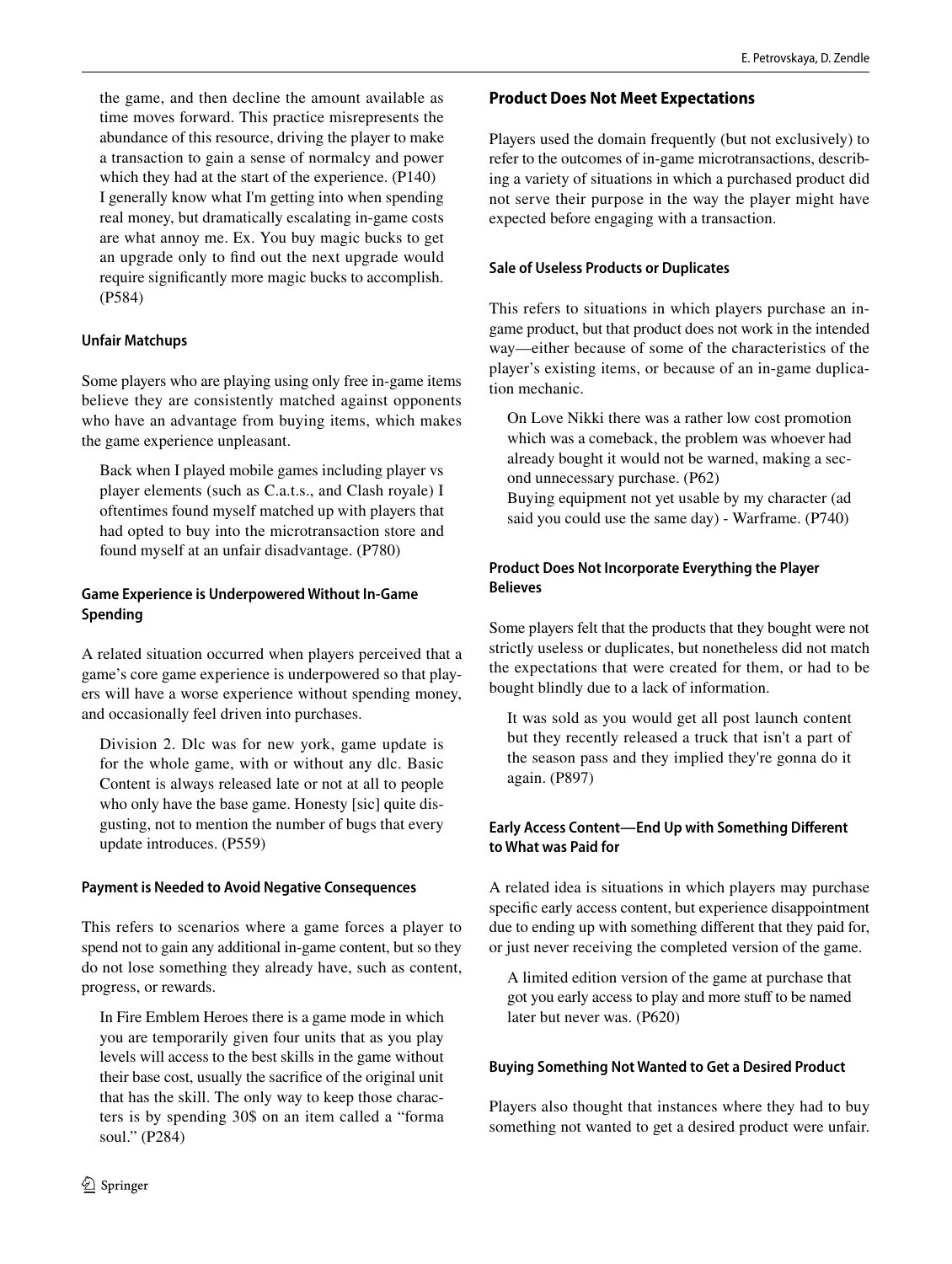the game, and then decline the amount available as time moves forward. This practice misrepresents the abundance of this resource, driving the player to make a transaction to gain a sense of normalcy and power which they had at the start of the experience. (P140)

I generally know what I'm getting into when spending real money, but dramatically escalating in-game costs are what annoy me. Ex. You buy magic bucks to get an upgrade only to find out the next upgrade would require significantly more magic bucks to accomplish. (P584)

#### Unfair Matchups

Some players who are playing using only free in-game items believe they are consistently matched against opponents who have an advantage from buying items, which makes the game experience unpleasant.

> Back when I played mobile games including player vs player elements (such as C.a.t.s., and Clash royale) I oftentimes found myself matched up with players that had opted to buy into the microtransaction store and found myself at an unfair disadvantage. (P780)

#### Game Experience is Underpowered Without In-Game Spending

A related situation occurred when players perceived that a game's core game experience is underpowered so that players will have a worse experience without spending money, and occasionally feel driven into purchases.

> Division 2. Dlc was for new york, game update is for the whole game, with or without any dlc. Basic Content is always released late or not at all to people who only have the base game. Honesty [sic] quite disgusting, not to mention the number of bugs that every update introduces. (P559)

#### Payment is Needed to Avoid Negative Consequences

This refers to scenarios where a game forces a player to spend not to gain any additional in-game content, but so they do not lose something they already have, such as content, progress, or rewards.

> In Fire Emblem Heroes there is a game mode in which you are temporarily given four units that as you play levels will access to the best skills in the game without their base cost, usually the sacrifice of the original unit that has the skill. The only way to keep those characters is by spending 30$ on an item called a "forma soul." (P284)

### Product Does Not Meet Expectations

Players used the domain frequently (but not exclusively) to refer to the outcomes of in-game microtransactions, describing a variety of situations in which a purchased product did not serve their purpose in the way the player might have expected before engaging with a transaction.

#### Sale of Useless Products or Duplicates

This refers to situations in which players purchase an in-game product, but that product does not work in the intended way—either because of some of the characteristics of the player's existing items, or because of an in-game duplication mechanic.

> On Love Nikki there was a rather low cost promotion which was a comeback, the problem was whoever had already bought it would not be warned, making a second unnecessary purchase. (P62)
>
> Buying equipment not yet usable by my character (ad said you could use the same day) - Warframe. (P740)

#### Product Does Not Incorporate Everything the Player Believes

Some players felt that the products that they bought were not strictly useless or duplicates, but nonetheless did not match the expectations that were created for them, or had to be bought blindly due to a lack of information.

> It was sold as you would get all post launch content but they recently released a truck that isn't a part of the season pass and they implied they're gonna do it again. (P897)

#### Early Access Content—End Up with Something Different to What was Paid for

A related idea is situations in which players may purchase specific early access content, but experience disappointment due to ending up with something different that they paid for, or just never receiving the completed version of the game.

> A limited edition version of the game at purchase that got you early access to play and more stuff to be named later but never was. (P620)

#### Buying Something Not Wanted to Get a Desired Product

Players also thought that instances where they had to buy something not wanted to get a desired product were unfair.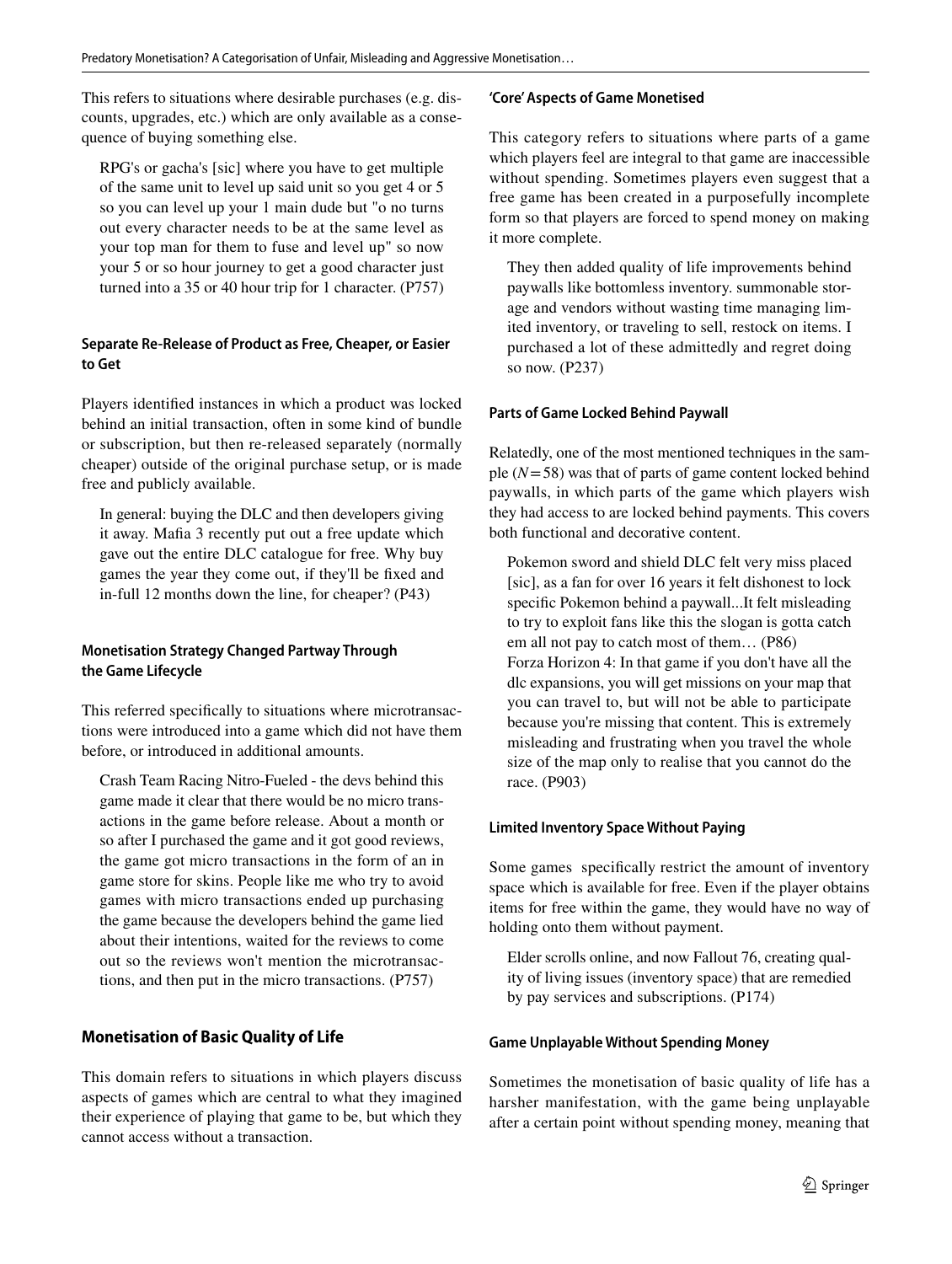This refers to situations where desirable purchases (e.g. discounts, upgrades, etc.) which are only available as a consequence of buying something else.

> RPG's or gacha's [sic] where you have to get multiple of the same unit to level up said unit so you get 4 or 5 so you can level up your 1 main dude but "o no turns out every character needs to be at the same level as your top man for them to fuse and level up" so now your 5 or so hour journey to get a good character just turned into a 35 or 40 hour trip for 1 character. (P757)

#### Separate Re-Release of Product as Free, Cheaper, or Easier to Get

Players identified instances in which a product was locked behind an initial transaction, often in some kind of bundle or subscription, but then re-released separately (normally cheaper) outside of the original purchase setup, or is made free and publicly available.

> In general: buying the DLC and then developers giving it away. Mafia 3 recently put out a free update which gave out the entire DLC catalogue for free. Why buy games the year they come out, if they'll be fixed and in-full 12 months down the line, for cheaper? (P43)

#### Monetisation Strategy Changed Partway Through the Game Lifecycle

This referred specifically to situations where microtransactions were introduced into a game which did not have them before, or introduced in additional amounts.

> Crash Team Racing Nitro-Fueled - the devs behind this game made it clear that there would be no micro transactions in the game before release. About a month or so after I purchased the game and it got good reviews, the game got micro transactions in the form of an in game store for skins. People like me who try to avoid games with micro transactions ended up purchasing the game because the developers behind the game lied about their intentions, waited for the reviews to come out so the reviews won't mention the microtransactions, and then put in the micro transactions. (P757)

### Monetisation of Basic Quality of Life

This domain refers to situations in which players discuss aspects of games which are central to what they imagined their experience of playing that game to be, but which they cannot access without a transaction.

#### 'Core' Aspects of Game Monetised

This category refers to situations where parts of a game which players feel are integral to that game are inaccessible without spending. Sometimes players even suggest that a free game has been created in a purposefully incomplete form so that players are forced to spend money on making it more complete.

> They then added quality of life improvements behind paywalls like bottomless inventory. summonable storage and vendors without wasting time managing limited inventory, or traveling to sell, restock on items. I purchased a lot of these admittedly and regret doing so now. (P237)

#### Parts of Game Locked Behind Paywall

Relatedly, one of the most mentioned techniques in the sample ($N=58$) was that of parts of game content locked behind paywalls, in which parts of the game which players wish they had access to are locked behind payments. This covers both functional and decorative content.

> Pokemon sword and shield DLC felt very miss placed [sic], as a fan for over 16 years it felt dishonest to lock specific Pokemon behind a paywall...It felt misleading to try to exploit fans like this the slogan is gotta catch em all not pay to catch most of them… (P86)
> Forza Horizon 4: In that game if you don't have all the dlc expansions, you will get missions on your map that you can travel to, but will not be able to participate because you're missing that content. This is extremely misleading and frustrating when you travel the whole size of the map only to realise that you cannot do the race. (P903)

#### Limited Inventory Space Without Paying

Some games specifically restrict the amount of inventory space which is available for free. Even if the player obtains items for free within the game, they would have no way of holding onto them without payment.

> Elder scrolls online, and now Fallout 76, creating quality of living issues (inventory space) that are remedied by pay services and subscriptions. (P174)

#### Game Unplayable Without Spending Money

Sometimes the monetisation of basic quality of life has a harsher manifestation, with the game being unplayable after a certain point without spending money, meaning that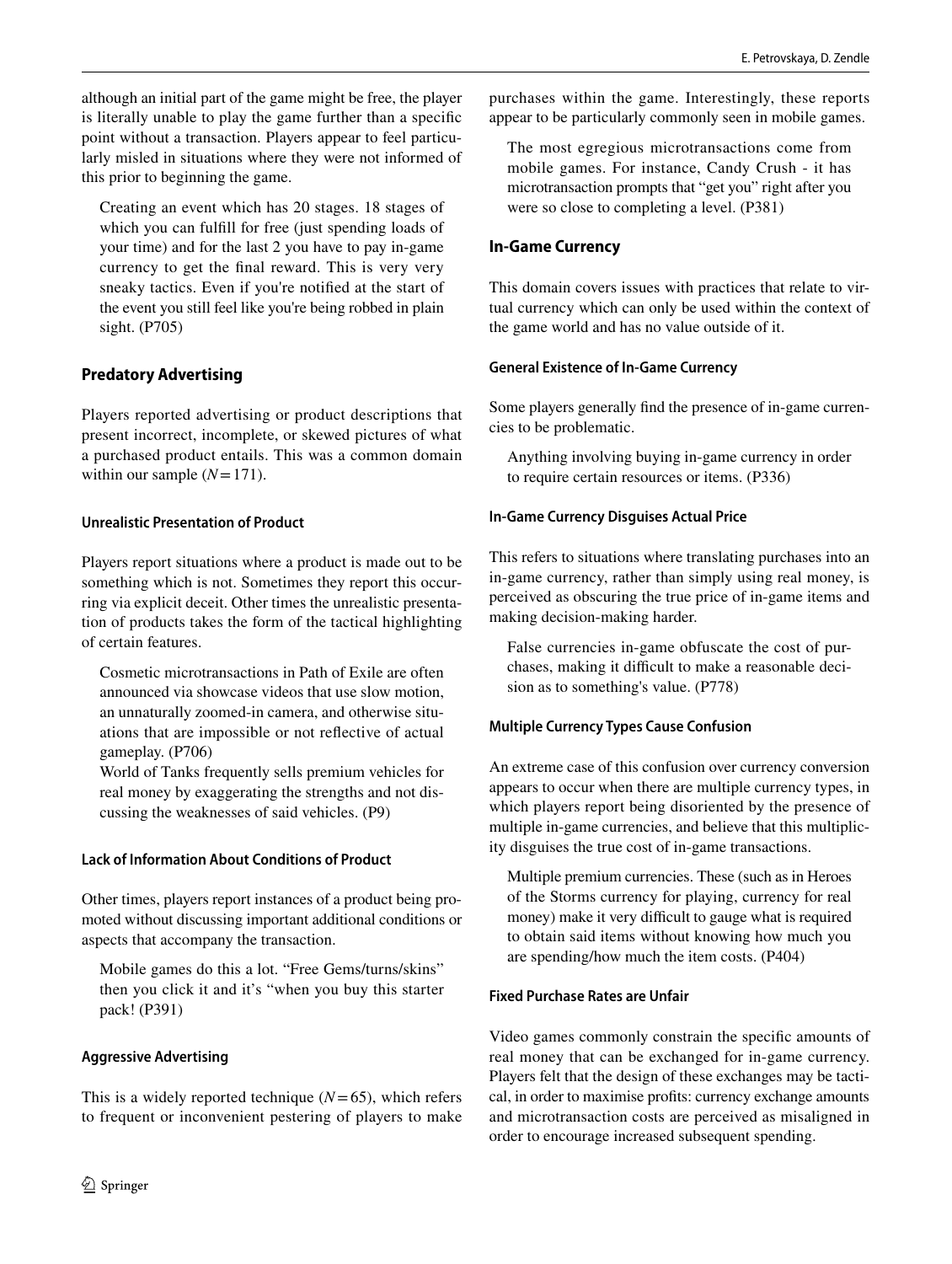although an initial part of the game might be free, the player is literally unable to play the game further than a specific point without a transaction. Players appear to feel particularly misled in situations where they were not informed of this prior to beginning the game.

> Creating an event which has 20 stages. 18 stages of which you can fulfill for free (just spending loads of your time) and for the last 2 you have to pay in-game currency to get the final reward. This is very very sneaky tactics. Even if you're notified at the start of the event you still feel like you're being robbed in plain sight. (P705)

### Predatory Advertising

Players reported advertising or product descriptions that present incorrect, incomplete, or skewed pictures of what a purchased product entails. This was a common domain within our sample ($N=171$).

#### Unrealistic Presentation of Product

Players report situations where a product is made out to be something which is not. Sometimes they report this occurring via explicit deceit. Other times the unrealistic presentation of products takes the form of the tactical highlighting of certain features.

> Cosmetic microtransactions in Path of Exile are often announced via showcase videos that use slow motion, an unnaturally zoomed-in camera, and otherwise situations that are impossible or not reflective of actual gameplay. (P706)
> World of Tanks frequently sells premium vehicles for real money by exaggerating the strengths and not discussing the weaknesses of said vehicles. (P9)

#### Lack of Information About Conditions of Product

Other times, players report instances of a product being promoted without discussing important additional conditions or aspects that accompany the transaction.

> Mobile games do this a lot. "Free Gems/turns/skins" then you click it and it's "when you buy this starter pack! (P391)

#### Aggressive Advertising

This is a widely reported technique ($N=65$), which refers to frequent or inconvenient pestering of players to make purchases within the game. Interestingly, these reports appear to be particularly commonly seen in mobile games.

> The most egregious microtransactions come from mobile games. For instance, Candy Crush - it has microtransaction prompts that "get you" right after you were so close to completing a level. (P381)

### In-Game Currency

This domain covers issues with practices that relate to virtual currency which can only be used within the context of the game world and has no value outside of it.

#### General Existence of In-Game Currency

Some players generally find the presence of in-game currencies to be problematic.

> Anything involving buying in-game currency in order to require certain resources or items. (P336)

#### In-Game Currency Disguises Actual Price

This refers to situations where translating purchases into an in-game currency, rather than simply using real money, is perceived as obscuring the true price of in-game items and making decision-making harder.

> False currencies in-game obfuscate the cost of purchases, making it difficult to make a reasonable decision as to something's value. (P778)

#### Multiple Currency Types Cause Confusion

An extreme case of this confusion over currency conversion appears to occur when there are multiple currency types, in which players report being disoriented by the presence of multiple in-game currencies, and believe that this multiplicity disguises the true cost of in-game transactions.

> Multiple premium currencies. These (such as in Heroes of the Storms currency for playing, currency for real money) make it very difficult to gauge what is required to obtain said items without knowing how much you are spending/how much the item costs. (P404)

#### Fixed Purchase Rates are Unfair

Video games commonly constrain the specific amounts of real money that can be exchanged for in-game currency. Players felt that the design of these exchanges may be tactical, in order to maximise profits: currency exchange amounts and microtransaction costs are perceived as misaligned in order to encourage increased subsequent spending.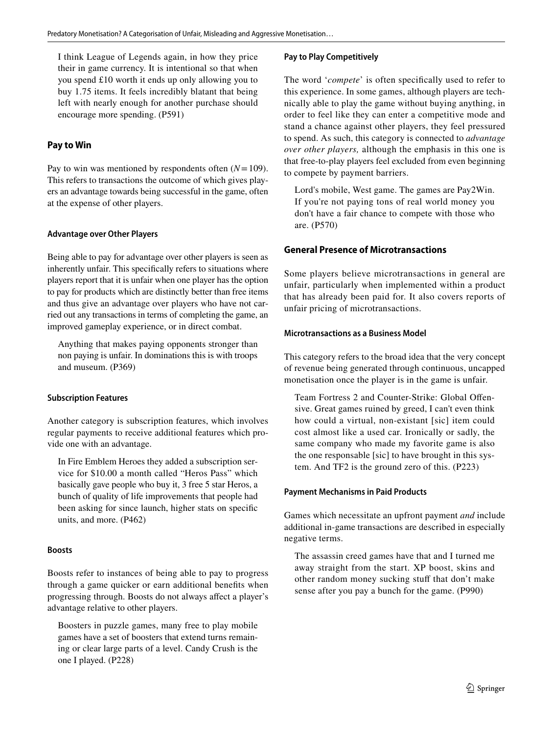> I think League of Legends again, in how they price their in game currency. It is intentional so that when you spend £10 worth it ends up only allowing you to buy 1.75 items. It feels incredibly blatant that being left with nearly enough for another purchase should encourage more spending. (P591)

## Pay to Win

Pay to win was mentioned by respondents often ($N = 109$). This refers to transactions the outcome of which gives players an advantage towards being successful in the game, often at the expense of other players.

### Advantage over Other Players

Being able to pay for advantage over other players is seen as inherently unfair. This specifically refers to situations where players report that it is unfair when one player has the option to pay for products which are distinctly better than free items and thus give an advantage over players who have not carried out any transactions in terms of completing the game, an improved gameplay experience, or in direct combat.

> Anything that makes paying opponents stronger than non paying is unfair. In dominations this is with troops and museum. (P369)

### Subscription Features

Another category is subscription features, which involves regular payments to receive additional features which provide one with an advantage.

> In Fire Emblem Heroes they added a subscription service for $10.00 a month called "Heros Pass" which basically gave people who buy it, 3 free 5 star Heros, a bunch of quality of life improvements that people had been asking for since launch, higher stats on specific units, and more. (P462)

### Boosts

Boosts refer to instances of being able to pay to progress through a game quicker or earn additional benefits when progressing through. Boosts do not always affect a player's advantage relative to other players.

> Boosters in puzzle games, many free to play mobile games have a set of boosters that extend turns remaining or clear large parts of a level. Candy Crush is the one I played. (P228)

### Pay to Play Competitively

The word '*compete*' is often specifically used to refer to this experience. In some games, although players are technically able to play the game without buying anything, in order to feel like they can enter a competitive mode and stand a chance against other players, they feel pressured to spend. As such, this category is connected to *advantage over other players,* although the emphasis in this one is that free-to-play players feel excluded from even beginning to compete by payment barriers.

> Lord's mobile, West game. The games are Pay2Win. If you're not paying tons of real world money you don't have a fair chance to compete with those who are. (P570)

## General Presence of Microtransactions

Some players believe microtransactions in general are unfair, particularly when implemented within a product that has already been paid for. It also covers reports of unfair pricing of microtransactions.

### Microtransactions as a Business Model

This category refers to the broad idea that the very concept of revenue being generated through continuous, uncapped monetisation once the player is in the game is unfair.

> Team Fortress 2 and Counter-Strike: Global Offensive. Great games ruined by greed, I can't even think how could a virtual, non-existant [sic] item could cost almost like a used car. Ironically or sadly, the same company who made my favorite game is also the one responsable [sic] to have brought in this system. And TF2 is the ground zero of this. (P223)

### Payment Mechanisms in Paid Products

Games which necessitate an upfront payment *and* include additional in-game transactions are described in especially negative terms.

> The assassin creed games have that and I turned me away straight from the start. XP boost, skins and other random money sucking stuff that don't make sense after you pay a bunch for the game. (P990)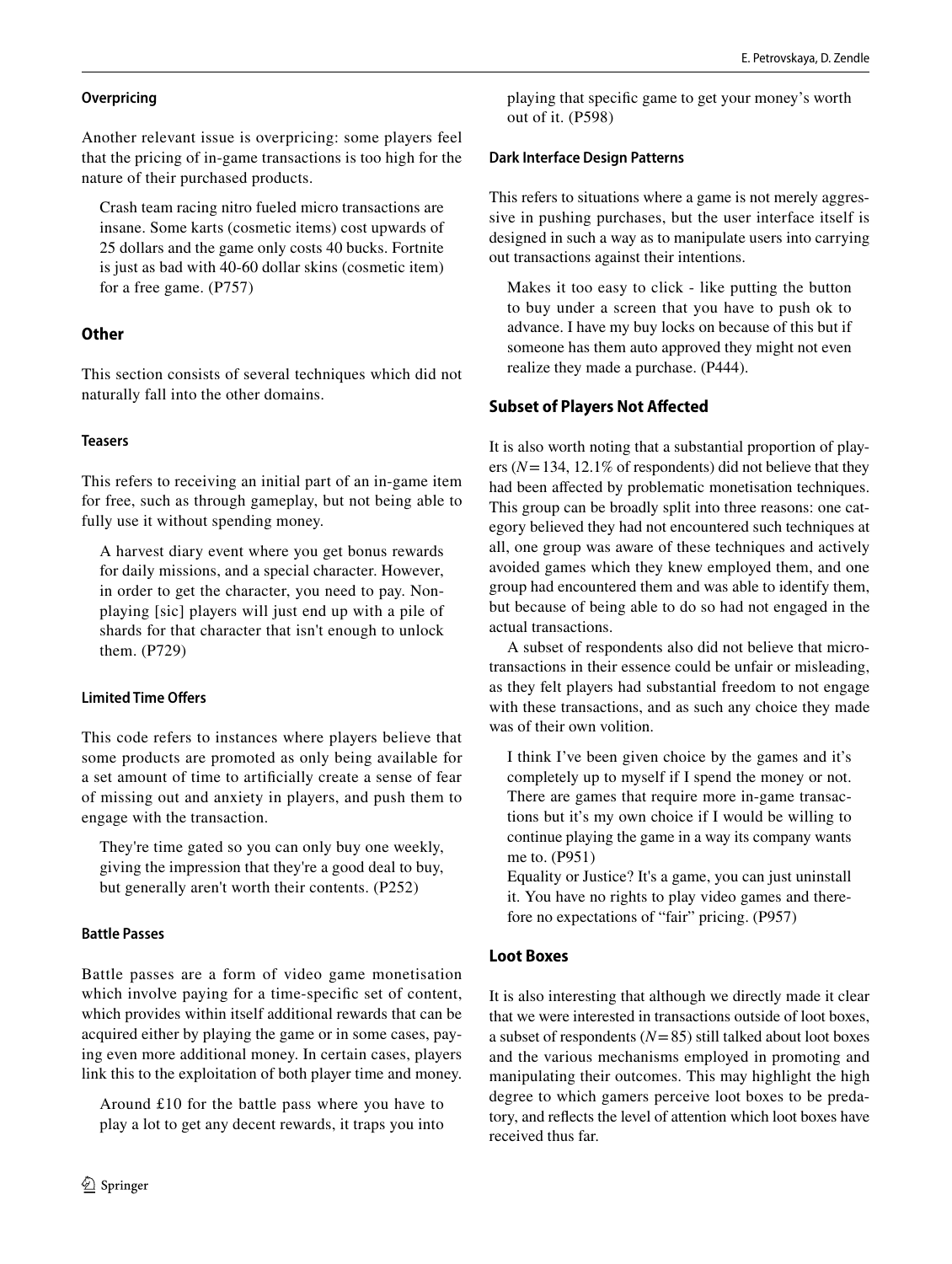#### Overpricing

Another relevant issue is overpricing: some players feel that the pricing of in-game transactions is too high for the nature of their purchased products.

> Crash team racing nitro fueled micro transactions are insane. Some karts (cosmetic items) cost upwards of 25 dollars and the game only costs 40 bucks. Fortnite is just as bad with 40-60 dollar skins (cosmetic item) for a free game. (P757)

### Other

This section consists of several techniques which did not naturally fall into the other domains.

#### Teasers

This refers to receiving an initial part of an in-game item for free, such as through gameplay, but not being able to fully use it without spending money.

> A harvest diary event where you get bonus rewards for daily missions, and a special character. However, in order to get the character, you need to pay. Non-playing [sic] players will just end up with a pile of shards for that character that isn't enough to unlock them. (P729)

#### Limited Time Offers

This code refers to instances where players believe that some products are promoted as only being available for a set amount of time to artificially create a sense of fear of missing out and anxiety in players, and push them to engage with the transaction.

> They're time gated so you can only buy one weekly, giving the impression that they're a good deal to buy, but generally aren't worth their contents. (P252)

#### Battle Passes

Battle passes are a form of video game monetisation which involve paying for a time-specific set of content, which provides within itself additional rewards that can be acquired either by playing the game or in some cases, paying even more additional money. In certain cases, players link this to the exploitation of both player time and money.

> Around £10 for the battle pass where you have to play a lot to get any decent rewards, it traps you into playing that specific game to get your money's worth out of it. (P598)

#### Dark Interface Design Patterns

This refers to situations where a game is not merely aggressive in pushing purchases, but the user interface itself is designed in such a way as to manipulate users into carrying out transactions against their intentions.

> Makes it too easy to click - like putting the button to buy under a screen that you have to push ok to advance. I have my buy locks on because of this but if someone has them auto approved they might not even realize they made a purchase. (P444).

### Subset of Players Not Affected

It is also worth noting that a substantial proportion of players ($N=134$, 12.1% of respondents) did not believe that they had been affected by problematic monetisation techniques. This group can be broadly split into three reasons: one category believed they had not encountered such techniques at all, one group was aware of these techniques and actively avoided games which they knew employed them, and one group had encountered them and was able to identify them, but because of being able to do so had not engaged in the actual transactions.

A subset of respondents also did not believe that microtransactions in their essence could be unfair or misleading, as they felt players had substantial freedom to not engage with these transactions, and as such any choice they made was of their own volition.

> I think I've been given choice by the games and it's completely up to myself if I spend the money or not. There are games that require more in-game transactions but it's my own choice if I would be willing to continue playing the game in a way its company wants me to. (P951)
>
> Equality or Justice? It's a game, you can just uninstall it. You have no rights to play video games and therefore no expectations of "fair" pricing. (P957)

### Loot Boxes

It is also interesting that although we directly made it clear that we were interested in transactions outside of loot boxes, a subset of respondents ($N=85$) still talked about loot boxes and the various mechanisms employed in promoting and manipulating their outcomes. This may highlight the high degree to which gamers perceive loot boxes to be predatory, and reflects the level of attention which loot boxes have received thus far.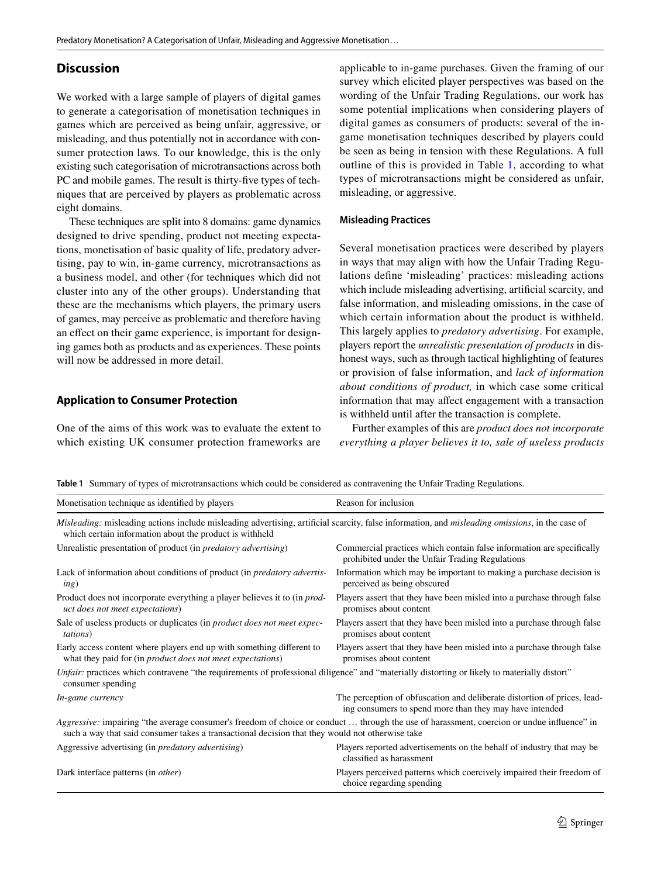## Discussion

We worked with a large sample of players of digital games to generate a categorisation of monetisation techniques in games which are perceived as being unfair, aggressive, or misleading, and thus potentially not in accordance with consumer protection laws. To our knowledge, this is the only existing such categorisation of microtransactions across both PC and mobile games. The result is thirty-five types of techniques that are perceived by players as problematic across eight domains.

These techniques are split into 8 domains: game dynamics designed to drive spending, product not meeting expectations, monetisation of basic quality of life, predatory advertising, pay to win, in-game currency, microtransactions as a business model, and other (for techniques which did not cluster into any of the other groups). Understanding that these are the mechanisms which players, the primary users of games, may perceive as problematic and therefore having an effect on their game experience, is important for designing games both as products and as experiences. These points will now be addressed in more detail.

### Application to Consumer Protection

One of the aims of this work was to evaluate the extent to which existing UK consumer protection frameworks are applicable to in-game purchases. Given the framing of our survey which elicited player perspectives was based on the wording of the Unfair Trading Regulations, our work has some potential implications when considering players of digital games as consumers of products: several of the in-game monetisation techniques described by players could be seen as being in tension with these Regulations. A full outline of this is provided in Table 1, according to what types of microtransactions might be considered as unfair, misleading, or aggressive.

#### Misleading Practices

Several monetisation practices were described by players in ways that may align with how the Unfair Trading Regulations define 'misleading' practices: misleading actions which include misleading advertising, artificial scarcity, and false information, and misleading omissions, in the case of which certain information about the product is withheld. This largely applies to *predatory advertising*. For example, players report the *unrealistic presentation of products* in dishonest ways, such as through tactical highlighting of features or provision of false information, and *lack of information about conditions of product,* in which case some critical information that may affect engagement with a transaction is withheld until after the transaction is complete.

Further examples of this are *product does not incorporate everything a player believes it to, sale of useless products*

**Table 1** Summary of types of microtransactions which could be considered as contravening the Unfair Trading Regulations.

| Monetisation technique as identified by players | Reason for inclusion |
|---|---|
| *Misleading:* misleading actions include misleading advertising, artificial scarcity, false information, and *misleading omissions*, in the case of which certain information about the product is withheld | |
| Unrealistic presentation of product (in *predatory advertising*) | Commercial practices which contain false information are specifically prohibited under the Unfair Trading Regulations |
| Lack of information about conditions of product (in *predatory advertising*) | Information which may be important to making a purchase decision is perceived as being obscured |
| Product does not incorporate everything a player believes it to (in *product does not meet expectations*) | Players assert that they have been misled into a purchase through false promises about content |
| Sale of useless products or duplicates (in *product does not meet expectations*) | Players assert that they have been misled into a purchase through false promises about content |
| Early access content where players end up with something different to what they paid for (in *product does not meet expectations*) | Players assert that they have been misled into a purchase through false promises about content |
| *Unfair:* practices which contravene "the requirements of professional diligence" and "materially distorting or likely to materially distort" consumer spending | |
| *In-game currency* | The perception of obfuscation and deliberate distortion of prices, leading consumers to spend more than they may have intended |
| *Aggressive:* impairing "the average consumer's freedom of choice or conduct … through the use of harassment, coercion or undue influence" in such a way that said consumer takes a transactional decision that they would not otherwise take | |
| Aggressive advertising (in *predatory advertising*) | Players reported advertisements on the behalf of industry that may be classified as harassment |
| Dark interface patterns (in *other*) | Players perceived patterns which coercively impaired their freedom of choice regarding spending |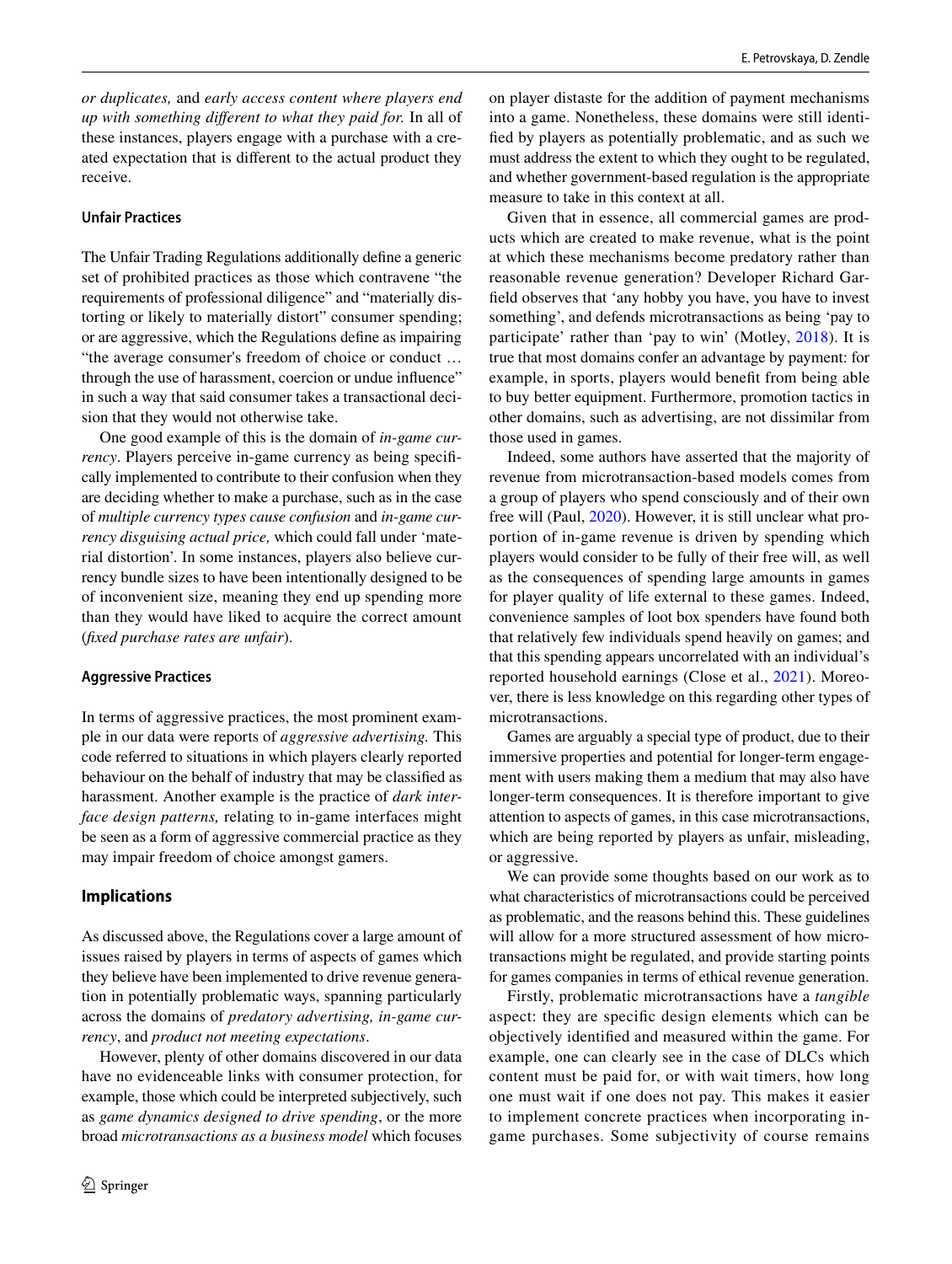*or duplicates,* and *early access content where players end up with something different to what they paid for.* In all of these instances, players engage with a purchase with a created expectation that is different to the actual product they receive.

#### Unfair Practices

The Unfair Trading Regulations additionally define a generic set of prohibited practices as those which contravene "the requirements of professional diligence" and "materially distorting or likely to materially distort" consumer spending; or are aggressive, which the Regulations define as impairing "the average consumer's freedom of choice or conduct … through the use of harassment, coercion or undue influence" in such a way that said consumer takes a transactional decision that they would not otherwise take.

One good example of this is the domain of *in-game currency*. Players perceive in-game currency as being specifically implemented to contribute to their confusion when they are deciding whether to make a purchase, such as in the case of *multiple currency types cause confusion* and *in-game currency disguising actual price,* which could fall under 'material distortion'. In some instances, players also believe currency bundle sizes to have been intentionally designed to be of inconvenient size, meaning they end up spending more than they would have liked to acquire the correct amount (*fixed purchase rates are unfair*).

#### Aggressive Practices

In terms of aggressive practices, the most prominent example in our data were reports of *aggressive advertising.* This code referred to situations in which players clearly reported behaviour on the behalf of industry that may be classified as harassment. Another example is the practice of *dark interface design patterns,* relating to in-game interfaces might be seen as a form of aggressive commercial practice as they may impair freedom of choice amongst gamers.

### Implications

As discussed above, the Regulations cover a large amount of issues raised by players in terms of aspects of games which they believe have been implemented to drive revenue generation in potentially problematic ways, spanning particularly across the domains of *predatory advertising, in-game currency*, and *product not meeting expectations*.

However, plenty of other domains discovered in our data have no evidenceable links with consumer protection, for example, those which could be interpreted subjectively, such as *game dynamics designed to drive spending*, or the more broad *microtransactions as a business model* which focuses on player distaste for the addition of payment mechanisms into a game. Nonetheless, these domains were still identified by players as potentially problematic, and as such we must address the extent to which they ought to be regulated, and whether government-based regulation is the appropriate measure to take in this context at all.

Given that in essence, all commercial games are products which are created to make revenue, what is the point at which these mechanisms become predatory rather than reasonable revenue generation? Developer Richard Garfield observes that 'any hobby you have, you have to invest something', and defends microtransactions as being 'pay to participate' rather than 'pay to win' (Motley, 2018). It is true that most domains confer an advantage by payment: for example, in sports, players would benefit from being able to buy better equipment. Furthermore, promotion tactics in other domains, such as advertising, are not dissimilar from those used in games.

Indeed, some authors have asserted that the majority of revenue from microtransaction-based models comes from a group of players who spend consciously and of their own free will (Paul, 2020). However, it is still unclear what proportion of in-game revenue is driven by spending which players would consider to be fully of their free will, as well as the consequences of spending large amounts in games for player quality of life external to these games. Indeed, convenience samples of loot box spenders have found both that relatively few individuals spend heavily on games; and that this spending appears uncorrelated with an individual's reported household earnings (Close et al., 2021). Moreover, there is less knowledge on this regarding other types of microtransactions.

Games are arguably a special type of product, due to their immersive properties and potential for longer-term engagement with users making them a medium that may also have longer-term consequences. It is therefore important to give attention to aspects of games, in this case microtransactions, which are being reported by players as unfair, misleading, or aggressive.

We can provide some thoughts based on our work as to what characteristics of microtransactions could be perceived as problematic, and the reasons behind this. These guidelines will allow for a more structured assessment of how microtransactions might be regulated, and provide starting points for games companies in terms of ethical revenue generation.

Firstly, problematic microtransactions have a *tangible* aspect: they are specific design elements which can be objectively identified and measured within the game. For example, one can clearly see in the case of DLCs which content must be paid for, or with wait timers, how long one must wait if one does not pay. This makes it easier to implement concrete practices when incorporating in-game purchases. Some subjectivity of course remains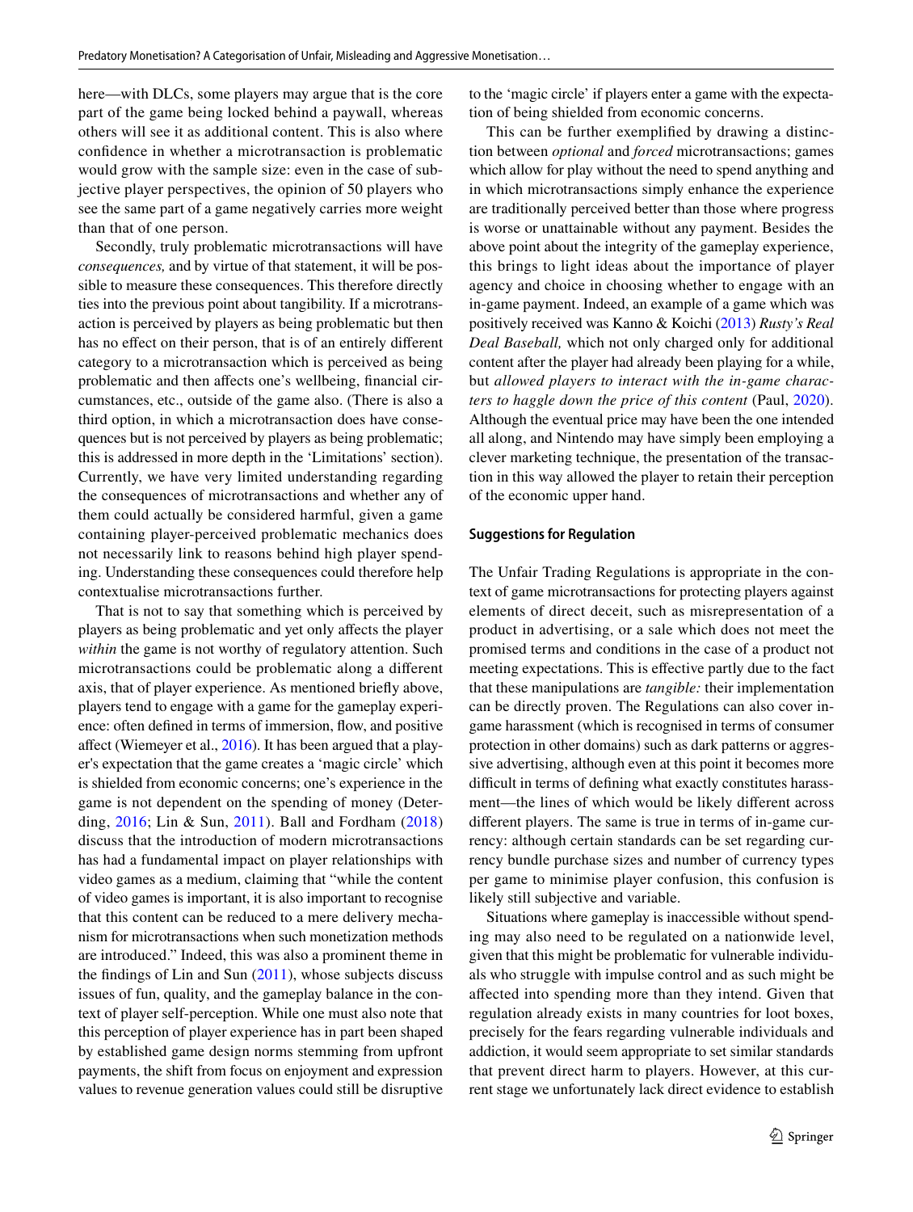here—with DLCs, some players may argue that is the core part of the game being locked behind a paywall, whereas others will see it as additional content. This is also where confidence in whether a microtransaction is problematic would grow with the sample size: even in the case of subjective player perspectives, the opinion of 50 players who see the same part of a game negatively carries more weight than that of one person.

Secondly, truly problematic microtransactions will have *consequences,* and by virtue of that statement, it will be possible to measure these consequences. This therefore directly ties into the previous point about tangibility. If a microtransaction is perceived by players as being problematic but then has no effect on their person, that is of an entirely different category to a microtransaction which is perceived as being problematic and then affects one's wellbeing, financial circumstances, etc., outside of the game also. (There is also a third option, in which a microtransaction does have consequences but is not perceived by players as being problematic; this is addressed in more depth in the 'Limitations' section). Currently, we have very limited understanding regarding the consequences of microtransactions and whether any of them could actually be considered harmful, given a game containing player-perceived problematic mechanics does not necessarily link to reasons behind high player spending. Understanding these consequences could therefore help contextualise microtransactions further.

That is not to say that something which is perceived by players as being problematic and yet only affects the player *within* the game is not worthy of regulatory attention. Such microtransactions could be problematic along a different axis, that of player experience. As mentioned briefly above, players tend to engage with a game for the gameplay experience: often defined in terms of immersion, flow, and positive affect (Wiemeyer et al., 2016). It has been argued that a player's expectation that the game creates a 'magic circle' which is shielded from economic concerns; one's experience in the game is not dependent on the spending of money (Deterding, 2016; Lin & Sun, 2011). Ball and Fordham (2018) discuss that the introduction of modern microtransactions has had a fundamental impact on player relationships with video games as a medium, claiming that "while the content of video games is important, it is also important to recognise that this content can be reduced to a mere delivery mechanism for microtransactions when such monetization methods are introduced." Indeed, this was also a prominent theme in the findings of Lin and Sun (2011), whose subjects discuss issues of fun, quality, and the gameplay balance in the context of player self-perception. While one must also note that this perception of player experience has in part been shaped by established game design norms stemming from upfront payments, the shift from focus on enjoyment and expression values to revenue generation values could still be disruptive to the 'magic circle' if players enter a game with the expectation of being shielded from economic concerns.

This can be further exemplified by drawing a distinction between *optional* and *forced* microtransactions; games which allow for play without the need to spend anything and in which microtransactions simply enhance the experience are traditionally perceived better than those where progress is worse or unattainable without any payment. Besides the above point about the integrity of the gameplay experience, this brings to light ideas about the importance of player agency and choice in choosing whether to engage with an in-game payment. Indeed, an example of a game which was positively received was Kanno & Koichi (2013) *Rusty's Real Deal Baseball,* which not only charged only for additional content after the player had already been playing for a while, but *allowed players to interact with the in-game characters to haggle down the price of this content* (Paul, 2020). Although the eventual price may have been the one intended all along, and Nintendo may have simply been employing a clever marketing technique, the presentation of the transaction in this way allowed the player to retain their perception of the economic upper hand.

#### Suggestions for Regulation

The Unfair Trading Regulations is appropriate in the context of game microtransactions for protecting players against elements of direct deceit, such as misrepresentation of a product in advertising, or a sale which does not meet the promised terms and conditions in the case of a product not meeting expectations. This is effective partly due to the fact that these manipulations are *tangible:* their implementation can be directly proven. The Regulations can also cover in-game harassment (which is recognised in terms of consumer protection in other domains) such as dark patterns or aggressive advertising, although even at this point it becomes more difficult in terms of defining what exactly constitutes harassment—the lines of which would be likely different across different players. The same is true in terms of in-game currency: although certain standards can be set regarding currency bundle purchase sizes and number of currency types per game to minimise player confusion, this confusion is likely still subjective and variable.

Situations where gameplay is inaccessible without spending may also need to be regulated on a nationwide level, given that this might be problematic for vulnerable individuals who struggle with impulse control and as such might be affected into spending more than they intend. Given that regulation already exists in many countries for loot boxes, precisely for the fears regarding vulnerable individuals and addiction, it would seem appropriate to set similar standards that prevent direct harm to players. However, at this current stage we unfortunately lack direct evidence to establish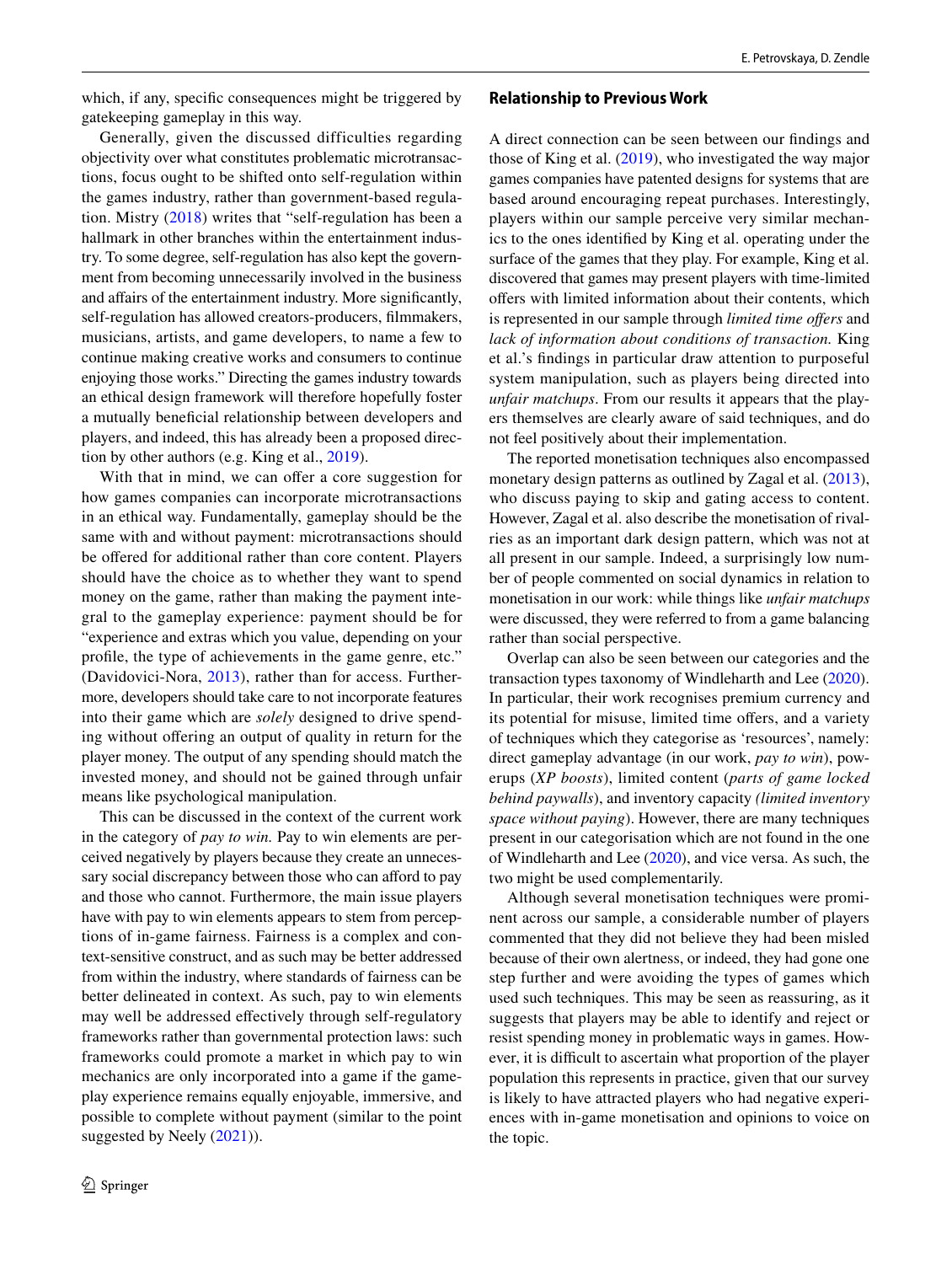which, if any, specific consequences might be triggered by gatekeeping gameplay in this way.

Generally, given the discussed difficulties regarding objectivity over what constitutes problematic microtransactions, focus ought to be shifted onto self-regulation within the games industry, rather than government-based regulation. Mistry (2018) writes that "self-regulation has been a hallmark in other branches within the entertainment industry. To some degree, self-regulation has also kept the government from becoming unnecessarily involved in the business and affairs of the entertainment industry. More significantly, self-regulation has allowed creators-producers, filmmakers, musicians, artists, and game developers, to name a few to continue making creative works and consumers to continue enjoying those works." Directing the games industry towards an ethical design framework will therefore hopefully foster a mutually beneficial relationship between developers and players, and indeed, this has already been a proposed direction by other authors (e.g. King et al., 2019).

With that in mind, we can offer a core suggestion for how games companies can incorporate microtransactions in an ethical way. Fundamentally, gameplay should be the same with and without payment: microtransactions should be offered for additional rather than core content. Players should have the choice as to whether they want to spend money on the game, rather than making the payment integral to the gameplay experience: payment should be for "experience and extras which you value, depending on your profile, the type of achievements in the game genre, etc." (Davidovici-Nora, 2013), rather than for access. Furthermore, developers should take care to not incorporate features into their game which are *solely* designed to drive spending without offering an output of quality in return for the player money. The output of any spending should match the invested money, and should not be gained through unfair means like psychological manipulation.

This can be discussed in the context of the current work in the category of *pay to win.* Pay to win elements are perceived negatively by players because they create an unnecessary social discrepancy between those who can afford to pay and those who cannot. Furthermore, the main issue players have with pay to win elements appears to stem from perceptions of in-game fairness. Fairness is a complex and context-sensitive construct, and as such may be better addressed from within the industry, where standards of fairness can be better delineated in context. As such, pay to win elements may well be addressed effectively through self-regulatory frameworks rather than governmental protection laws: such frameworks could promote a market in which pay to win mechanics are only incorporated into a game if the gameplay experience remains equally enjoyable, immersive, and possible to complete without payment (similar to the point suggested by Neely (2021)).

### Relationship to Previous Work

A direct connection can be seen between our findings and those of King et al. (2019), who investigated the way major games companies have patented designs for systems that are based around encouraging repeat purchases. Interestingly, players within our sample perceive very similar mechanics to the ones identified by King et al. operating under the surface of the games that they play. For example, King et al. discovered that games may present players with time-limited offers with limited information about their contents, which is represented in our sample through *limited time offers* and *lack of information about conditions of transaction.* King et al.'s findings in particular draw attention to purposeful system manipulation, such as players being directed into *unfair matchups*. From our results it appears that the players themselves are clearly aware of said techniques, and do not feel positively about their implementation.

The reported monetisation techniques also encompassed monetary design patterns as outlined by Zagal et al. (2013), who discuss paying to skip and gating access to content. However, Zagal et al. also describe the monetisation of rivalries as an important dark design pattern, which was not at all present in our sample. Indeed, a surprisingly low number of people commented on social dynamics in relation to monetisation in our work: while things like *unfair matchups* were discussed, they were referred to from a game balancing rather than social perspective.

Overlap can also be seen between our categories and the transaction types taxonomy of Windleharth and Lee (2020). In particular, their work recognises premium currency and its potential for misuse, limited time offers, and a variety of techniques which they categorise as 'resources', namely: direct gameplay advantage (in our work, *pay to win*), powerups (*XP boosts*), limited content (*parts of game locked behind paywalls*), and inventory capacity *(limited inventory space without paying*). However, there are many techniques present in our categorisation which are not found in the one of Windleharth and Lee (2020), and vice versa. As such, the two might be used complementarily.

Although several monetisation techniques were prominent across our sample, a considerable number of players commented that they did not believe they had been misled because of their own alertness, or indeed, they had gone one step further and were avoiding the types of games which used such techniques. This may be seen as reassuring, as it suggests that players may be able to identify and reject or resist spending money in problematic ways in games. However, it is difficult to ascertain what proportion of the player population this represents in practice, given that our survey is likely to have attracted players who had negative experiences with in-game monetisation and opinions to voice on the topic.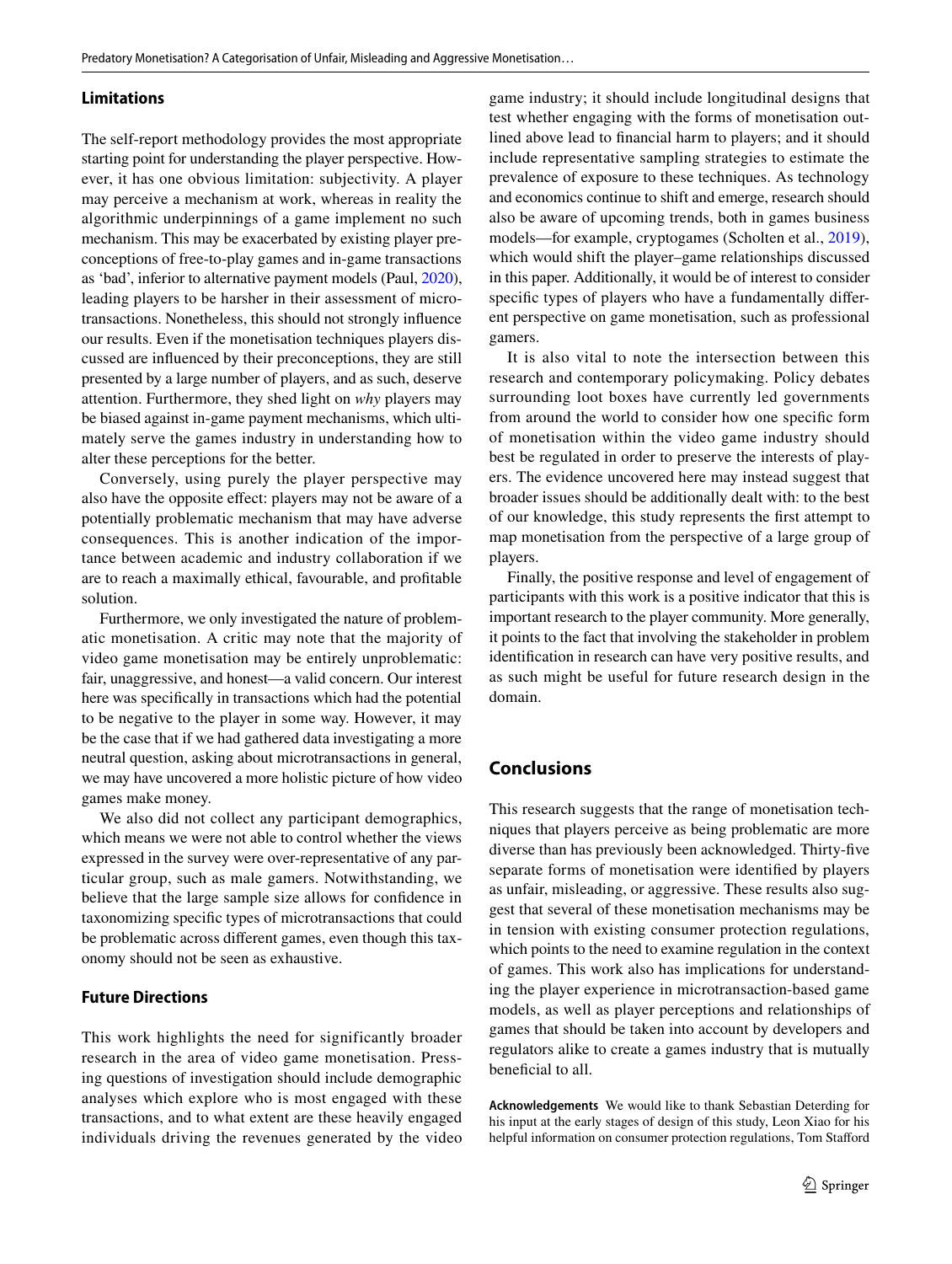### Limitations

The self-report methodology provides the most appropriate starting point for understanding the player perspective. However, it has one obvious limitation: subjectivity. A player may perceive a mechanism at work, whereas in reality the algorithmic underpinnings of a game implement no such mechanism. This may be exacerbated by existing player preconceptions of free-to-play games and in-game transactions as 'bad', inferior to alternative payment models (Paul, 2020), leading players to be harsher in their assessment of microtransactions. Nonetheless, this should not strongly influence our results. Even if the monetisation techniques players discussed are influenced by their preconceptions, they are still presented by a large number of players, and as such, deserve attention. Furthermore, they shed light on *why* players may be biased against in-game payment mechanisms, which ultimately serve the games industry in understanding how to alter these perceptions for the better.

Conversely, using purely the player perspective may also have the opposite effect: players may not be aware of a potentially problematic mechanism that may have adverse consequences. This is another indication of the importance between academic and industry collaboration if we are to reach a maximally ethical, favourable, and profitable solution.

Furthermore, we only investigated the nature of problematic monetisation. A critic may note that the majority of video game monetisation may be entirely unproblematic: fair, unaggressive, and honest—a valid concern. Our interest here was specifically in transactions which had the potential to be negative to the player in some way. However, it may be the case that if we had gathered data investigating a more neutral question, asking about microtransactions in general, we may have uncovered a more holistic picture of how video games make money.

We also did not collect any participant demographics, which means we were not able to control whether the views expressed in the survey were over-representative of any particular group, such as male gamers. Notwithstanding, we believe that the large sample size allows for confidence in taxonomizing specific types of microtransactions that could be problematic across different games, even though this taxonomy should not be seen as exhaustive.

### Future Directions

This work highlights the need for significantly broader research in the area of video game monetisation. Pressing questions of investigation should include demographic analyses which explore who is most engaged with these transactions, and to what extent are these heavily engaged individuals driving the revenues generated by the video game industry; it should include longitudinal designs that test whether engaging with the forms of monetisation outlined above lead to financial harm to players; and it should include representative sampling strategies to estimate the prevalence of exposure to these techniques. As technology and economics continue to shift and emerge, research should also be aware of upcoming trends, both in games business models—for example, cryptogames (Scholten et al., 2019), which would shift the player–game relationships discussed in this paper. Additionally, it would be of interest to consider specific types of players who have a fundamentally different perspective on game monetisation, such as professional gamers.

It is also vital to note the intersection between this research and contemporary policymaking. Policy debates surrounding loot boxes have currently led governments from around the world to consider how one specific form of monetisation within the video game industry should best be regulated in order to preserve the interests of players. The evidence uncovered here may instead suggest that broader issues should be additionally dealt with: to the best of our knowledge, this study represents the first attempt to map monetisation from the perspective of a large group of players.

Finally, the positive response and level of engagement of participants with this work is a positive indicator that this is important research to the player community. More generally, it points to the fact that involving the stakeholder in problem identification in research can have very positive results, and as such might be useful for future research design in the domain.

## Conclusions

This research suggests that the range of monetisation techniques that players perceive as being problematic are more diverse than has previously been acknowledged. Thirty-five separate forms of monetisation were identified by players as unfair, misleading, or aggressive. These results also suggest that several of these monetisation mechanisms may be in tension with existing consumer protection regulations, which points to the need to examine regulation in the context of games. This work also has implications for understanding the player experience in microtransaction-based game models, as well as player perceptions and relationships of games that should be taken into account by developers and regulators alike to create a games industry that is mutually beneficial to all.

**Acknowledgements** We would like to thank Sebastian Deterding for his input at the early stages of design of this study, Leon Xiao for his helpful information on consumer protection regulations, Tom Stafford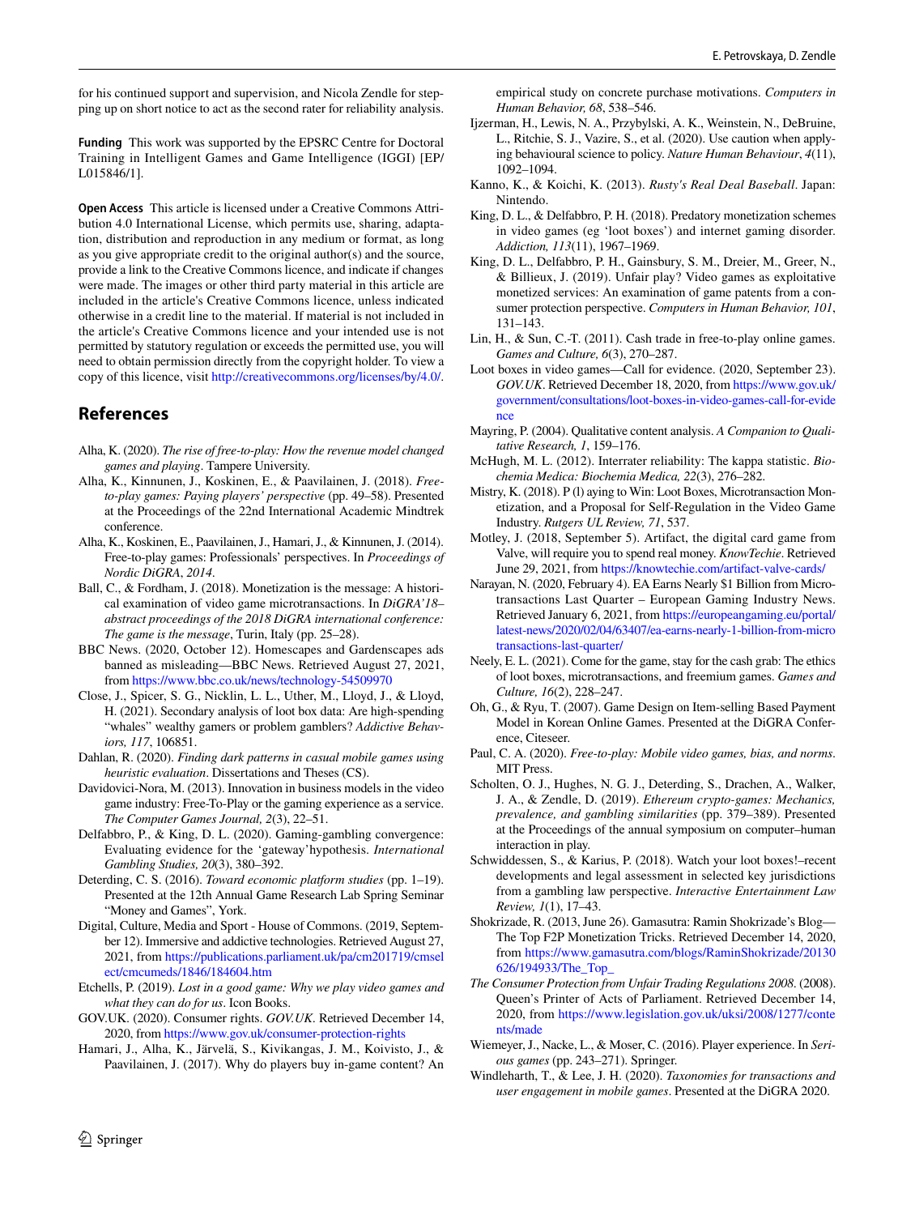for his continued support and supervision, and Nicola Zendle for stepping up on short notice to act as the second rater for reliability analysis.

**Funding** This work was supported by the EPSRC Centre for Doctoral Training in Intelligent Games and Game Intelligence (IGGI) [EP/L015846/1].

**Open Access** This article is licensed under a Creative Commons Attribution 4.0 International License, which permits use, sharing, adaptation, distribution and reproduction in any medium or format, as long as you give appropriate credit to the original author(s) and the source, provide a link to the Creative Commons licence, and indicate if changes were made. The images or other third party material in this article are included in the article's Creative Commons licence, unless indicated otherwise in a credit line to the material. If material is not included in the article's Creative Commons licence and your intended use is not permitted by statutory regulation or exceeds the permitted use, you will need to obtain permission directly from the copyright holder. To view a copy of this licence, visit http://creativecommons.org/licenses/by/4.0/.

## References

Alha, K. (2020). *The rise of free-to-play: How the revenue model changed games and playing*. Tampere University.

Alha, K., Kinnunen, J., Koskinen, E., & Paavilainen, J. (2018). *Free-to-play games: Paying players' perspective* (pp. 49–58). Presented at the Proceedings of the 22nd International Academic Mindtrek conference.

Alha, K., Koskinen, E., Paavilainen, J., Hamari, J., & Kinnunen, J. (2014). Free-to-play games: Professionals' perspectives. In *Proceedings of Nordic DiGRA, 2014*.

Ball, C., & Fordham, J. (2018). Monetization is the message: A historical examination of video game microtransactions. In *DiGRA'18–abstract proceedings of the 2018 DiGRA international conference: The game is the message*, Turin, Italy (pp. 25–28).

BBC News. (2020, October 12). Homescapes and Gardenscapes ads banned as misleading—BBC News. Retrieved August 27, 2021, from https://www.bbc.co.uk/news/technology-54509970

Close, J., Spicer, S. G., Nicklin, L. L., Uther, M., Lloyd, J., & Lloyd, H. (2021). Secondary analysis of loot box data: Are high-spending "whales" wealthy gamers or problem gamblers? *Addictive Behaviors, 117*, 106851.

Dahlan, R. (2020). *Finding dark patterns in casual mobile games using heuristic evaluation*. Dissertations and Theses (CS).

Davidovici-Nora, M. (2013). Innovation in business models in the video game industry: Free-To-Play or the gaming experience as a service. *The Computer Games Journal, 2*(3), 22–51.

Delfabbro, P., & King, D. L. (2020). Gaming-gambling convergence: Evaluating evidence for the 'gateway' hypothesis. *International Gambling Studies, 20*(3), 380–392.

Deterding, C. S. (2016). *Toward economic platform studies* (pp. 1–19). Presented at the 12th Annual Game Research Lab Spring Seminar "Money and Games", York.

Digital, Culture, Media and Sport - House of Commons. (2019, September 12). Immersive and addictive technologies. Retrieved August 27, 2021, from https://publications.parliament.uk/pa/cm201719/cmselect/cmcumeds/1846/184604.htm

Etchells, P. (2019). *Lost in a good game: Why we play video games and what they can do for us*. Icon Books.

GOV.UK. (2020). Consumer rights. *GOV.UK*. Retrieved December 14, 2020, from https://www.gov.uk/consumer-protection-rights

Hamari, J., Alha, K., Järvelä, S., Kivikangas, J. M., Koivisto, J., & Paavilainen, J. (2017). Why do players buy in-game content? An empirical study on concrete purchase motivations. *Computers in Human Behavior, 68*, 538–546.

Ijzerman, H., Lewis, N. A., Przybylski, A. K., Weinstein, N., DeBruine, L., Ritchie, S. J., Vazire, S., et al. (2020). Use caution when applying behavioural science to policy. *Nature Human Behaviour*, *4*(11), 1092–1094.

Kanno, K., & Koichi, K. (2013). *Rusty's Real Deal Baseball*. Japan: Nintendo.

King, D. L., & Delfabbro, P. H. (2018). Predatory monetization schemes in video games (eg 'loot boxes') and internet gaming disorder. *Addiction, 113*(11), 1967–1969.

King, D. L., Delfabbro, P. H., Gainsbury, S. M., Dreier, M., Greer, N., & Billieux, J. (2019). Unfair play? Video games as exploitative monetized services: An examination of game patents from a consumer protection perspective. *Computers in Human Behavior, 101*, 131–143.

Lin, H., & Sun, C.-T. (2011). Cash trade in free-to-play online games. *Games and Culture, 6*(3), 270–287.

Loot boxes in video games—Call for evidence. (2020, September 23). *GOV.UK*. Retrieved December 18, 2020, from https://www.gov.uk/government/consultations/loot-boxes-in-video-games-call-for-evidence

Mayring, P. (2004). Qualitative content analysis. *A Companion to Qualitative Research, 1*, 159–176.

McHugh, M. L. (2012). Interrater reliability: The kappa statistic. *Biochemia Medica: Biochemia Medica, 22*(3), 276–282.

Mistry, K. (2018). P (l) aying to Win: Loot Boxes, Microtransaction Monetization, and a Proposal for Self-Regulation in the Video Game Industry. *Rutgers UL Review, 71*, 537.

Motley, J. (2018, September 5). Artifact, the digital card game from Valve, will require you to spend real money. *KnowTechie*. Retrieved June 29, 2021, from https://knowtechie.com/artifact-valve-cards/

Narayan, N. (2020, February 4). EA Earns Nearly $1 Billion from Microtransactions Last Quarter – European Gaming Industry News. Retrieved January 6, 2021, from https://europeangaming.eu/portal/latest-news/2020/02/04/63407/ea-earns-nearly-1-billion-from-microtransactions-last-quarter/

Neely, E. L. (2021). Come for the game, stay for the cash grab: The ethics of loot boxes, microtransactions, and freemium games. *Games and Culture, 16*(2), 228–247.

Oh, G., & Ryu, T. (2007). Game Design on Item-selling Based Payment Model in Korean Online Games. Presented at the DiGRA Conference, Citeseer.

Paul, C. A. (2020). *Free-to-play: Mobile video games, bias, and norms*. MIT Press.

Scholten, O. J., Hughes, N. G. J., Deterding, S., Drachen, A., Walker, J. A., & Zendle, D. (2019). *Ethereum crypto-games: Mechanics, prevalence, and gambling similarities* (pp. 379–389). Presented at the Proceedings of the annual symposium on computer–human interaction in play.

Schwiddessen, S., & Karius, P. (2018). Watch your loot boxes!–recent developments and legal assessment in selected key jurisdictions from a gambling law perspective. *Interactive Entertainment Law Review, 1*(1), 17–43.

Shokrizade, R. (2013, June 26). Gamasutra: Ramin Shokrizade's Blog—The Top F2P Monetization Tricks. Retrieved December 14, 2020, from https://www.gamasutra.com/blogs/RaminShokrizade/20130626/194933/The_Top_

*The Consumer Protection from Unfair Trading Regulations 2008*. (2008). Queen's Printer of Acts of Parliament. Retrieved December 14, 2020, from https://www.legislation.gov.uk/uksi/2008/1277/contents/made

Wiemeyer, J., Nacke, L., & Moser, C. (2016). Player experience. In *Serious games* (pp. 243–271). Springer.

Windleharth, T., & Lee, J. H. (2020). *Taxonomies for transactions and user engagement in mobile games*. Presented at the DiGRA 2020.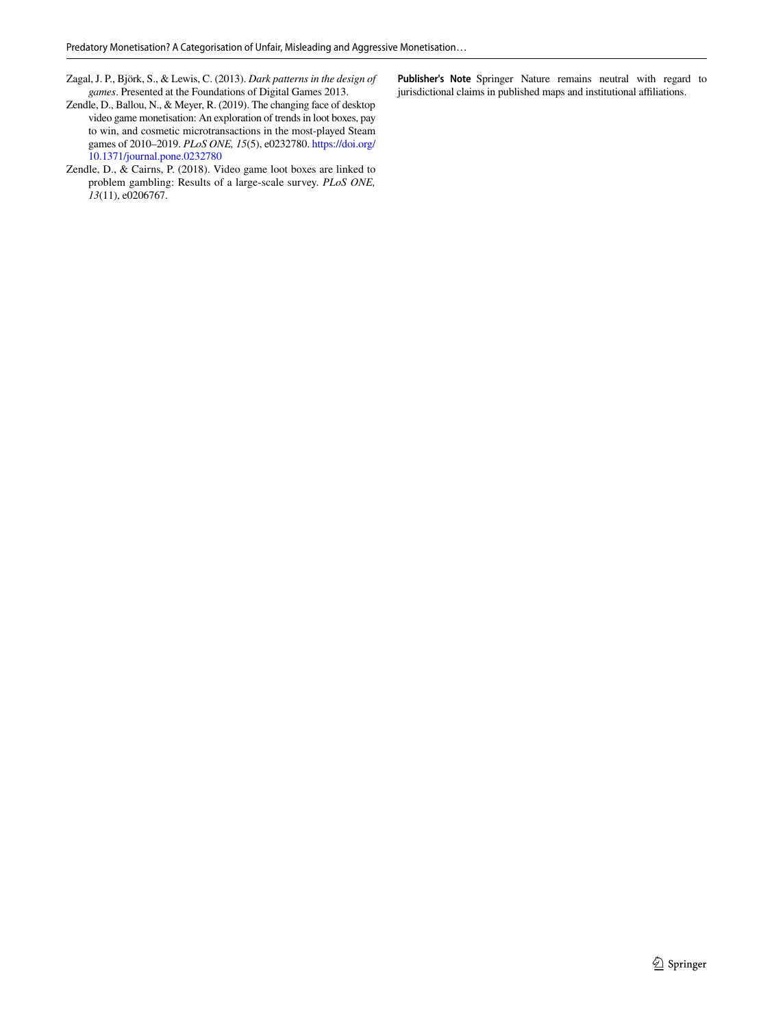Zagal, J. P., Björk, S., & Lewis, C. (2013). *Dark patterns in the design of games*. Presented at the Foundations of Digital Games 2013.

Zendle, D., Ballou, N., & Meyer, R. (2019). The changing face of desktop video game monetisation: An exploration of trends in loot boxes, pay to win, and cosmetic microtransactions in the most-played Steam games of 2010–2019. *PLoS ONE, 15*(5), e0232780. https://doi.org/10.1371/journal.pone.0232780

Zendle, D., & Cairns, P. (2018). Video game loot boxes are linked to problem gambling: Results of a large-scale survey. *PLoS ONE, 13*(11), e0206767.

**Publisher's Note** Springer Nature remains neutral with regard to jurisdictional claims in published maps and institutional affiliations.